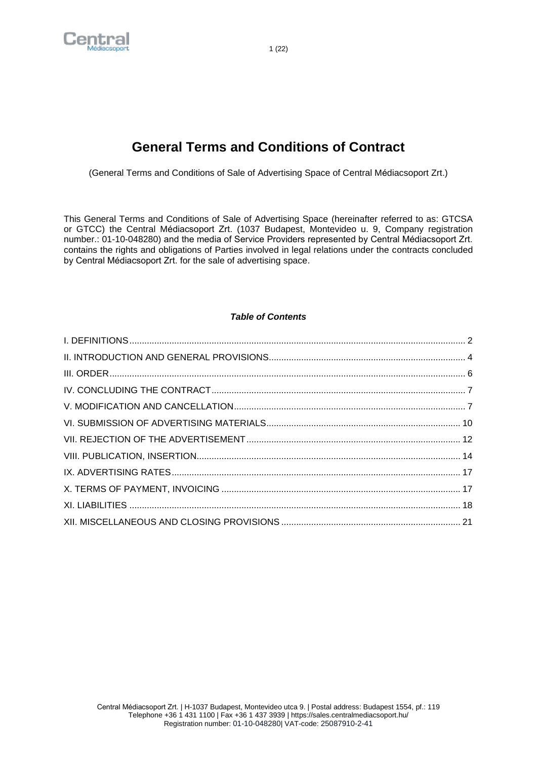# General Terms and Conditions of Contract

(General Terms and Conditions of Sale of Advertising Space of Central Médiacsoport Zrt.)

This General Terms and Conditions of Sale of Advertising Space (hereinafter referred to as: GTCSA or GTCC) the Central Médiacsoport Zrt. (1037 Budapest, Montevideo u. 9, Company registration number.: 01-10-048280) and the media of Service Providers represented by Central Médiacsoport Zrt. contains the rights and obligations of Parties involved in legal relations under the contracts concluded by Central Médiacsoport Zrt. for the sale of advertising space.

***Table of Contents***

I. DEFINITIONS ........ 2
II. INTRODUCTION AND GENERAL PROVISIONS ........ 4
III. ORDER ........ 6
IV. CONCLUDING THE CONTRACT ........ 7
V. MODIFICATION AND CANCELLATION ........ 7
VI. SUBMISSION OF ADVERTISING MATERIALS ........ 10
VII. REJECTION OF THE ADVERTISEMENT ........ 12
VIII. PUBLICATION, INSERTION ........ 14
IX. ADVERTISING RATES ........ 17
X. TERMS OF PAYMENT, INVOICING ........ 17
XI. LIABILITIES ........ 18
XII. MISCELLANEOUS AND CLOSING PROVISIONS ........ 21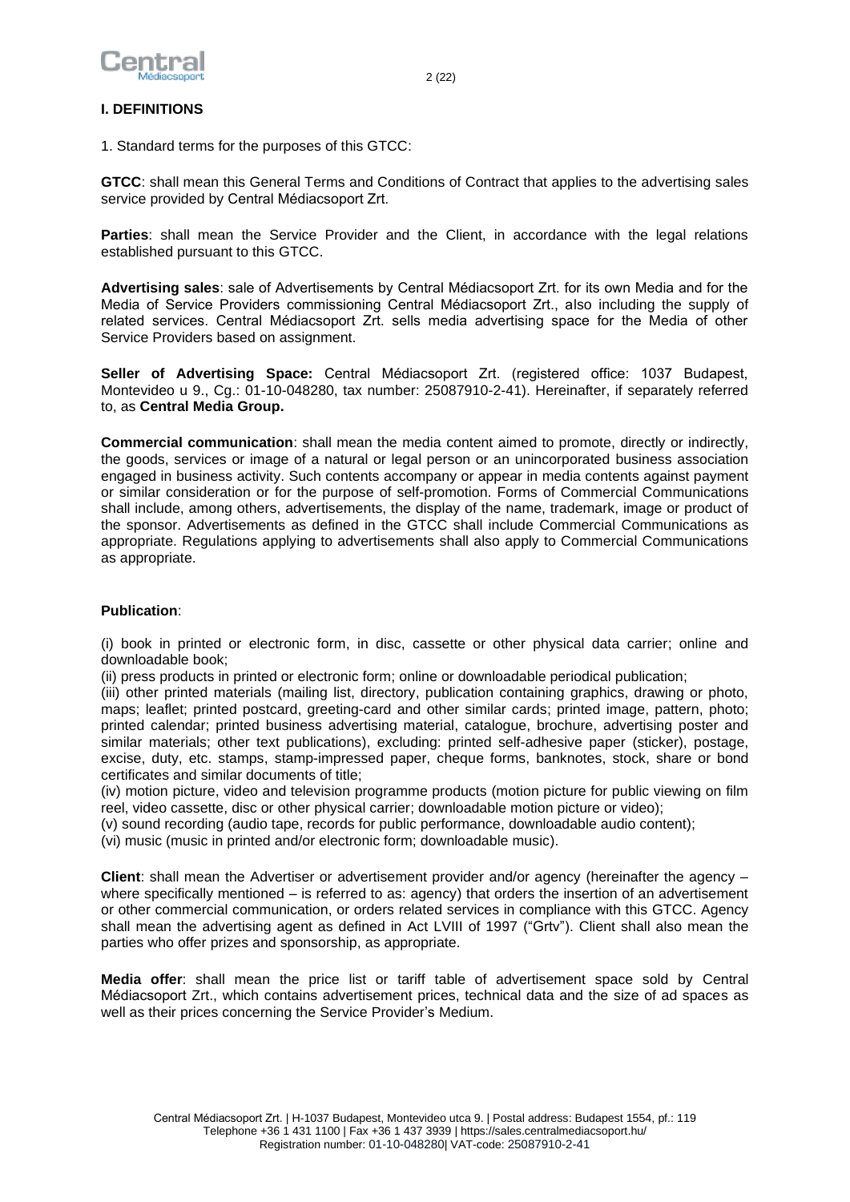## I. DEFINITIONS

1. Standard terms for the purposes of this GTCC:

**GTCC**: shall mean this General Terms and Conditions of Contract that applies to the advertising sales service provided by Central Médiacsoport Zrt.

**Parties**: shall mean the Service Provider and the Client, in accordance with the legal relations established pursuant to this GTCC.

**Advertising sales**: sale of Advertisements by Central Médiacsoport Zrt. for its own Media and for the Media of Service Providers commissioning Central Médiacsoport Zrt., also including the supply of related services. Central Médiacsoport Zrt. sells media advertising space for the Media of other Service Providers based on assignment.

**Seller of Advertising Space:** Central Médiacsoport Zrt. (registered office: 1037 Budapest, Montevideo u 9., Cg.: 01-10-048280, tax number: 25087910-2-41). Hereinafter, if separately referred to, as **Central Media Group.**

**Commercial communication**: shall mean the media content aimed to promote, directly or indirectly, the goods, services or image of a natural or legal person or an unincorporated business association engaged in business activity. Such contents accompany or appear in media contents against payment or similar consideration or for the purpose of self-promotion. Forms of Commercial Communications shall include, among others, advertisements, the display of the name, trademark, image or product of the sponsor. Advertisements as defined in the GTCC shall include Commercial Communications as appropriate. Regulations applying to advertisements shall also apply to Commercial Communications as appropriate.

**Publication**:

(i) book in printed or electronic form, in disc, cassette or other physical data carrier; online and downloadable book;
(ii) press products in printed or electronic form; online or downloadable periodical publication;
(iii) other printed materials (mailing list, directory, publication containing graphics, drawing or photo, maps; leaflet; printed postcard, greeting-card and other similar cards; printed image, pattern, photo; printed calendar; printed business advertising material, catalogue, brochure, advertising poster and similar materials; other text publications), excluding: printed self-adhesive paper (sticker), postage, excise, duty, etc. stamps, stamp-impressed paper, cheque forms, banknotes, stock, share or bond certificates and similar documents of title;
(iv) motion picture, video and television programme products (motion picture for public viewing on film reel, video cassette, disc or other physical carrier; downloadable motion picture or video);
(v) sound recording (audio tape, records for public performance, downloadable audio content);
(vi) music (music in printed and/or electronic form; downloadable music).

**Client**: shall mean the Advertiser or advertisement provider and/or agency (hereinafter the agency – where specifically mentioned – is referred to as: agency) that orders the insertion of an advertisement or other commercial communication, or orders related services in compliance with this GTCC. Agency shall mean the advertising agent as defined in Act LVIII of 1997 ("Grtv"). Client shall also mean the parties who offer prizes and sponsorship, as appropriate.

**Media offer**: shall mean the price list or tariff table of advertisement space sold by Central Médiacsoport Zrt., which contains advertisement prices, technical data and the size of ad spaces as well as their prices concerning the Service Provider's Medium.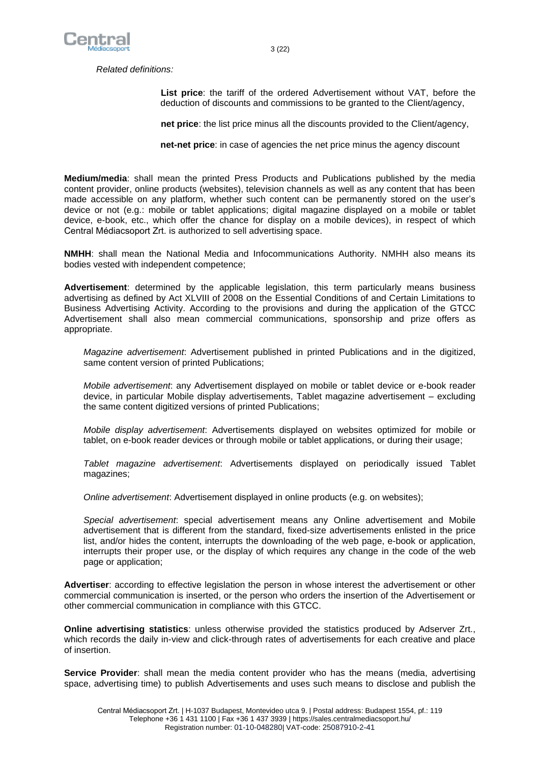*Related definitions:*

**List price**: the tariff of the ordered Advertisement without VAT, before the deduction of discounts and commissions to be granted to the Client/agency,

**net price**: the list price minus all the discounts provided to the Client/agency,

**net-net price**: in case of agencies the net price minus the agency discount

**Medium/media**: shall mean the printed Press Products and Publications published by the media content provider, online products (websites), television channels as well as any content that has been made accessible on any platform, whether such content can be permanently stored on the user's device or not (e.g.: mobile or tablet applications; digital magazine displayed on a mobile or tablet device, e-book, etc., which offer the chance for display on a mobile devices), in respect of which Central Médiacsoport Zrt. is authorized to sell advertising space.

**NMHH**: shall mean the National Media and Infocommunications Authority. NMHH also means its bodies vested with independent competence;

**Advertisement**: determined by the applicable legislation, this term particularly means business advertising as defined by Act XLVIII of 2008 on the Essential Conditions of and Certain Limitations to Business Advertising Activity. According to the provisions and during the application of the GTCC Advertisement shall also mean commercial communications, sponsorship and prize offers as appropriate.

*Magazine advertisement*: Advertisement published in printed Publications and in the digitized, same content version of printed Publications;

*Mobile advertisement*: any Advertisement displayed on mobile or tablet device or e-book reader device, in particular Mobile display advertisements, Tablet magazine advertisement – excluding the same content digitized versions of printed Publications;

*Mobile display advertisement*: Advertisements displayed on websites optimized for mobile or tablet, on e-book reader devices or through mobile or tablet applications, or during their usage;

*Tablet magazine advertisement*: Advertisements displayed on periodically issued Tablet magazines;

*Online advertisement*: Advertisement displayed in online products (e.g. on websites);

*Special advertisement*: special advertisement means any Online advertisement and Mobile advertisement that is different from the standard, fixed-size advertisements enlisted in the price list, and/or hides the content, interrupts the downloading of the web page, e-book or application, interrupts their proper use, or the display of which requires any change in the code of the web page or application;

**Advertiser**: according to effective legislation the person in whose interest the advertisement or other commercial communication is inserted, or the person who orders the insertion of the Advertisement or other commercial communication in compliance with this GTCC.

**Online advertising statistics**: unless otherwise provided the statistics produced by Adserver Zrt., which records the daily in-view and click-through rates of advertisements for each creative and place of insertion.

**Service Provider**: shall mean the media content provider who has the means (media, advertising space, advertising time) to publish Advertisements and uses such means to disclose and publish the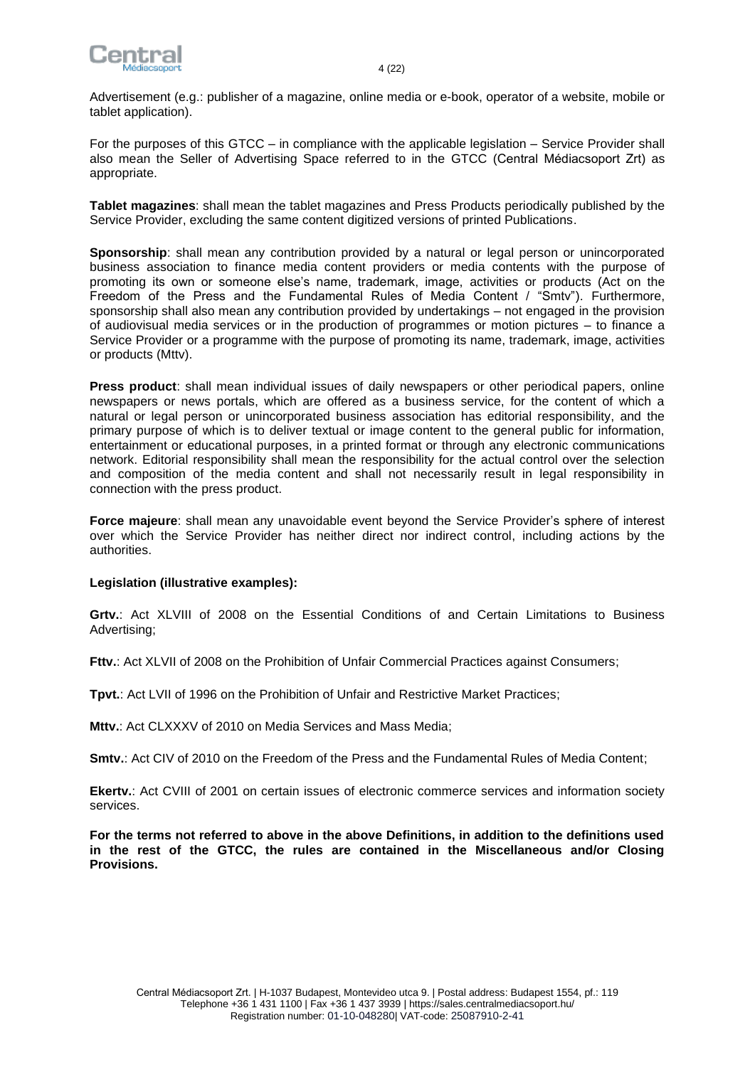Advertisement (e.g.: publisher of a magazine, online media or e-book, operator of a website, mobile or tablet application).

For the purposes of this GTCC – in compliance with the applicable legislation – Service Provider shall also mean the Seller of Advertising Space referred to in the GTCC (Central Médiacsoport Zrt) as appropriate.

**Tablet magazines**: shall mean the tablet magazines and Press Products periodically published by the Service Provider, excluding the same content digitized versions of printed Publications.

**Sponsorship**: shall mean any contribution provided by a natural or legal person or unincorporated business association to finance media content providers or media contents with the purpose of promoting its own or someone else's name, trademark, image, activities or products (Act on the Freedom of the Press and the Fundamental Rules of Media Content / "Smtv"). Furthermore, sponsorship shall also mean any contribution provided by undertakings – not engaged in the provision of audiovisual media services or in the production of programmes or motion pictures – to finance a Service Provider or a programme with the purpose of promoting its name, trademark, image, activities or products (Mttv).

**Press product**: shall mean individual issues of daily newspapers or other periodical papers, online newspapers or news portals, which are offered as a business service, for the content of which a natural or legal person or unincorporated business association has editorial responsibility, and the primary purpose of which is to deliver textual or image content to the general public for information, entertainment or educational purposes, in a printed format or through any electronic communications network. Editorial responsibility shall mean the responsibility for the actual control over the selection and composition of the media content and shall not necessarily result in legal responsibility in connection with the press product.

**Force majeure**: shall mean any unavoidable event beyond the Service Provider's sphere of interest over which the Service Provider has neither direct nor indirect control, including actions by the authorities.

**Legislation (illustrative examples):**

**Grtv.**: Act XLVIII of 2008 on the Essential Conditions of and Certain Limitations to Business Advertising;

**Fttv.**: Act XLVII of 2008 on the Prohibition of Unfair Commercial Practices against Consumers;

**Tpvt.**: Act LVII of 1996 on the Prohibition of Unfair and Restrictive Market Practices;

**Mttv.**: Act CLXXXV of 2010 on Media Services and Mass Media;

**Smtv.**: Act CIV of 2010 on the Freedom of the Press and the Fundamental Rules of Media Content;

**Ekertv.**: Act CVIII of 2001 on certain issues of electronic commerce services and information society services.

**For the terms not referred to above in the above Definitions, in addition to the definitions used in the rest of the GTCC, the rules are contained in the Miscellaneous and/or Closing Provisions.**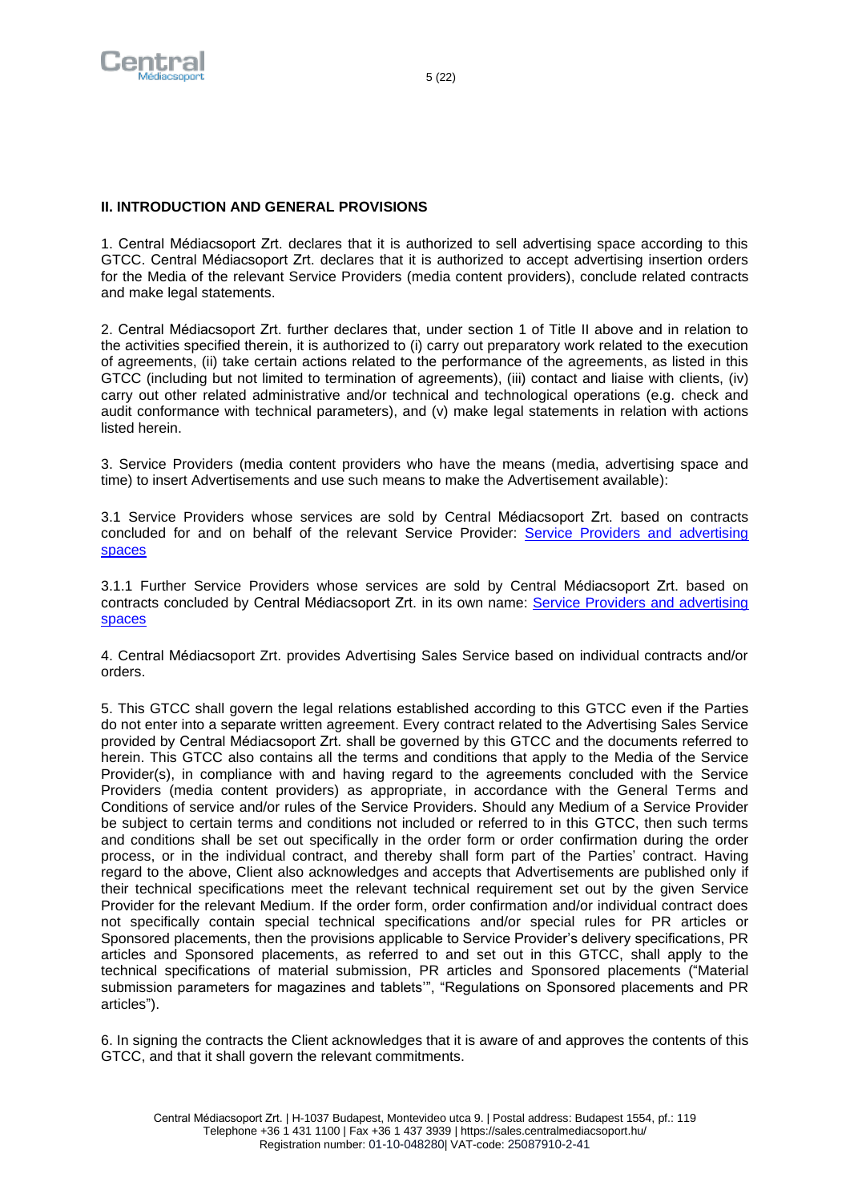**II. INTRODUCTION AND GENERAL PROVISIONS**

1. Central Médiacsoport Zrt. declares that it is authorized to sell advertising space according to this GTCC. Central Médiacsoport Zrt. declares that it is authorized to accept advertising insertion orders for the Media of the relevant Service Providers (media content providers), conclude related contracts and make legal statements.

2. Central Médiacsoport Zrt. further declares that, under section 1 of Title II above and in relation to the activities specified therein, it is authorized to (i) carry out preparatory work related to the execution of agreements, (ii) take certain actions related to the performance of the agreements, as listed in this GTCC (including but not limited to termination of agreements), (iii) contact and liaise with clients, (iv) carry out other related administrative and/or technical and technological operations (e.g. check and audit conformance with technical parameters), and (v) make legal statements in relation with actions listed herein.

3. Service Providers (media content providers who have the means (media, advertising space and time) to insert Advertisements and use such means to make the Advertisement available):

3.1 Service Providers whose services are sold by Central Médiacsoport Zrt. based on contracts concluded for and on behalf of the relevant Service Provider: Service Providers and advertising spaces

3.1.1 Further Service Providers whose services are sold by Central Médiacsoport Zrt. based on contracts concluded by Central Médiacsoport Zrt. in its own name: Service Providers and advertising spaces

4. Central Médiacsoport Zrt. provides Advertising Sales Service based on individual contracts and/or orders.

5. This GTCC shall govern the legal relations established according to this GTCC even if the Parties do not enter into a separate written agreement. Every contract related to the Advertising Sales Service provided by Central Médiacsoport Zrt. shall be governed by this GTCC and the documents referred to herein. This GTCC also contains all the terms and conditions that apply to the Media of the Service Provider(s), in compliance with and having regard to the agreements concluded with the Service Providers (media content providers) as appropriate, in accordance with the General Terms and Conditions of service and/or rules of the Service Providers. Should any Medium of a Service Provider be subject to certain terms and conditions not included or referred to in this GTCC, then such terms and conditions shall be set out specifically in the order form or order confirmation during the order process, or in the individual contract, and thereby shall form part of the Parties' contract. Having regard to the above, Client also acknowledges and accepts that Advertisements are published only if their technical specifications meet the relevant technical requirement set out by the given Service Provider for the relevant Medium. If the order form, order confirmation and/or individual contract does not specifically contain special technical specifications and/or special rules for PR articles or Sponsored placements, then the provisions applicable to Service Provider's delivery specifications, PR articles and Sponsored placements, as referred to and set out in this GTCC, shall apply to the technical specifications of material submission, PR articles and Sponsored placements ("Material submission parameters for magazines and tablets'", "Regulations on Sponsored placements and PR articles").

6. In signing the contracts the Client acknowledges that it is aware of and approves the contents of this GTCC, and that it shall govern the relevant commitments.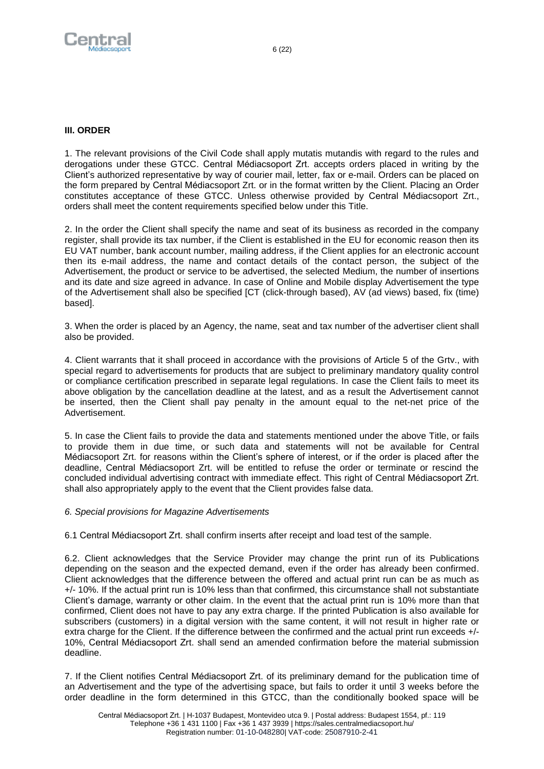**III. ORDER**

1. The relevant provisions of the Civil Code shall apply mutatis mutandis with regard to the rules and derogations under these GTCC. Central Médiacsoport Zrt. accepts orders placed in writing by the Client's authorized representative by way of courier mail, letter, fax or e-mail. Orders can be placed on the form prepared by Central Médiacsoport Zrt. or in the format written by the Client. Placing an Order constitutes acceptance of these GTCC. Unless otherwise provided by Central Médiacsoport Zrt., orders shall meet the content requirements specified below under this Title.

2. In the order the Client shall specify the name and seat of its business as recorded in the company register, shall provide its tax number, if the Client is established in the EU for economic reason then its EU VAT number, bank account number, mailing address, if the Client applies for an electronic account then its e-mail address, the name and contact details of the contact person, the subject of the Advertisement, the product or service to be advertised, the selected Medium, the number of insertions and its date and size agreed in advance. In case of Online and Mobile display Advertisement the type of the Advertisement shall also be specified [CT (click-through based), AV (ad views) based, fix (time) based].

3. When the order is placed by an Agency, the name, seat and tax number of the advertiser client shall also be provided.

4. Client warrants that it shall proceed in accordance with the provisions of Article 5 of the Grtv., with special regard to advertisements for products that are subject to preliminary mandatory quality control or compliance certification prescribed in separate legal regulations. In case the Client fails to meet its above obligation by the cancellation deadline at the latest, and as a result the Advertisement cannot be inserted, then the Client shall pay penalty in the amount equal to the net-net price of the Advertisement.

5. In case the Client fails to provide the data and statements mentioned under the above Title, or fails to provide them in due time, or such data and statements will not be available for Central Médiacsoport Zrt. for reasons within the Client's sphere of interest, or if the order is placed after the deadline, Central Médiacsoport Zrt. will be entitled to refuse the order or terminate or rescind the concluded individual advertising contract with immediate effect. This right of Central Médiacsoport Zrt. shall also appropriately apply to the event that the Client provides false data.

*6. Special provisions for Magazine Advertisements*

6.1 Central Médiacsoport Zrt. shall confirm inserts after receipt and load test of the sample.

6.2. Client acknowledges that the Service Provider may change the print run of its Publications depending on the season and the expected demand, even if the order has already been confirmed. Client acknowledges that the difference between the offered and actual print run can be as much as +/- 10%. If the actual print run is 10% less than that confirmed, this circumstance shall not substantiate Client's damage, warranty or other claim. In the event that the actual print run is 10% more than that confirmed, Client does not have to pay any extra charge. If the printed Publication is also available for subscribers (customers) in a digital version with the same content, it will not result in higher rate or extra charge for the Client. If the difference between the confirmed and the actual print run exceeds +/- 10%, Central Médiacsoport Zrt. shall send an amended confirmation before the material submission deadline.

7. If the Client notifies Central Médiacsoport Zrt. of its preliminary demand for the publication time of an Advertisement and the type of the advertising space, but fails to order it until 3 weeks before the order deadline in the form determined in this GTCC, than the conditionally booked space will be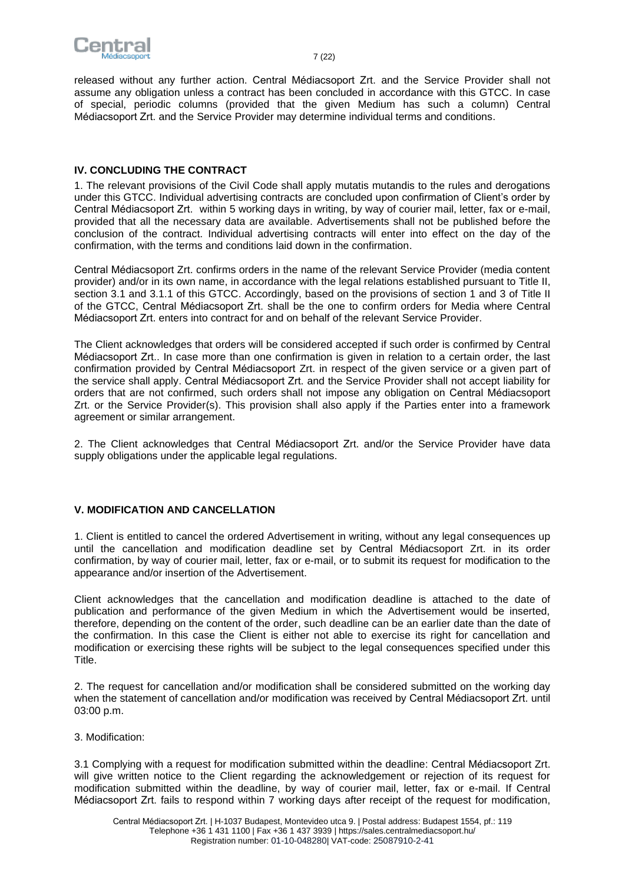released without any further action. Central Médiacsoport Zrt. and the Service Provider shall not assume any obligation unless a contract has been concluded in accordance with this GTCC. In case of special, periodic columns (provided that the given Medium has such a column) Central Médiacsoport Zrt. and the Service Provider may determine individual terms and conditions.

## IV. CONCLUDING THE CONTRACT

1. The relevant provisions of the Civil Code shall apply mutatis mutandis to the rules and derogations under this GTCC. Individual advertising contracts are concluded upon confirmation of Client's order by Central Médiacsoport Zrt. within 5 working days in writing, by way of courier mail, letter, fax or e-mail, provided that all the necessary data are available. Advertisements shall not be published before the conclusion of the contract. Individual advertising contracts will enter into effect on the day of the confirmation, with the terms and conditions laid down in the confirmation.

Central Médiacsoport Zrt. confirms orders in the name of the relevant Service Provider (media content provider) and/or in its own name, in accordance with the legal relations established pursuant to Title II, section 3.1 and 3.1.1 of this GTCC. Accordingly, based on the provisions of section 1 and 3 of Title II of the GTCC, Central Médiacsoport Zrt. shall be the one to confirm orders for Media where Central Médiacsoport Zrt. enters into contract for and on behalf of the relevant Service Provider.

The Client acknowledges that orders will be considered accepted if such order is confirmed by Central Médiacsoport Zrt.. In case more than one confirmation is given in relation to a certain order, the last confirmation provided by Central Médiacsoport Zrt. in respect of the given service or a given part of the service shall apply. Central Médiacsoport Zrt. and the Service Provider shall not accept liability for orders that are not confirmed, such orders shall not impose any obligation on Central Médiacsoport Zrt. or the Service Provider(s). This provision shall also apply if the Parties enter into a framework agreement or similar arrangement.

2. The Client acknowledges that Central Médiacsoport Zrt. and/or the Service Provider have data supply obligations under the applicable legal regulations.

## V. MODIFICATION AND CANCELLATION

1. Client is entitled to cancel the ordered Advertisement in writing, without any legal consequences up until the cancellation and modification deadline set by Central Médiacsoport Zrt. in its order confirmation, by way of courier mail, letter, fax or e-mail, or to submit its request for modification to the appearance and/or insertion of the Advertisement.

Client acknowledges that the cancellation and modification deadline is attached to the date of publication and performance of the given Medium in which the Advertisement would be inserted, therefore, depending on the content of the order, such deadline can be an earlier date than the date of the confirmation. In this case the Client is either not able to exercise its right for cancellation and modification or exercising these rights will be subject to the legal consequences specified under this Title.

2. The request for cancellation and/or modification shall be considered submitted on the working day when the statement of cancellation and/or modification was received by Central Médiacsoport Zrt. until 03:00 p.m.

3. Modification:

3.1 Complying with a request for modification submitted within the deadline: Central Médiacsoport Zrt. will give written notice to the Client regarding the acknowledgement or rejection of its request for modification submitted within the deadline, by way of courier mail, letter, fax or e-mail. If Central Médiacsoport Zrt. fails to respond within 7 working days after receipt of the request for modification,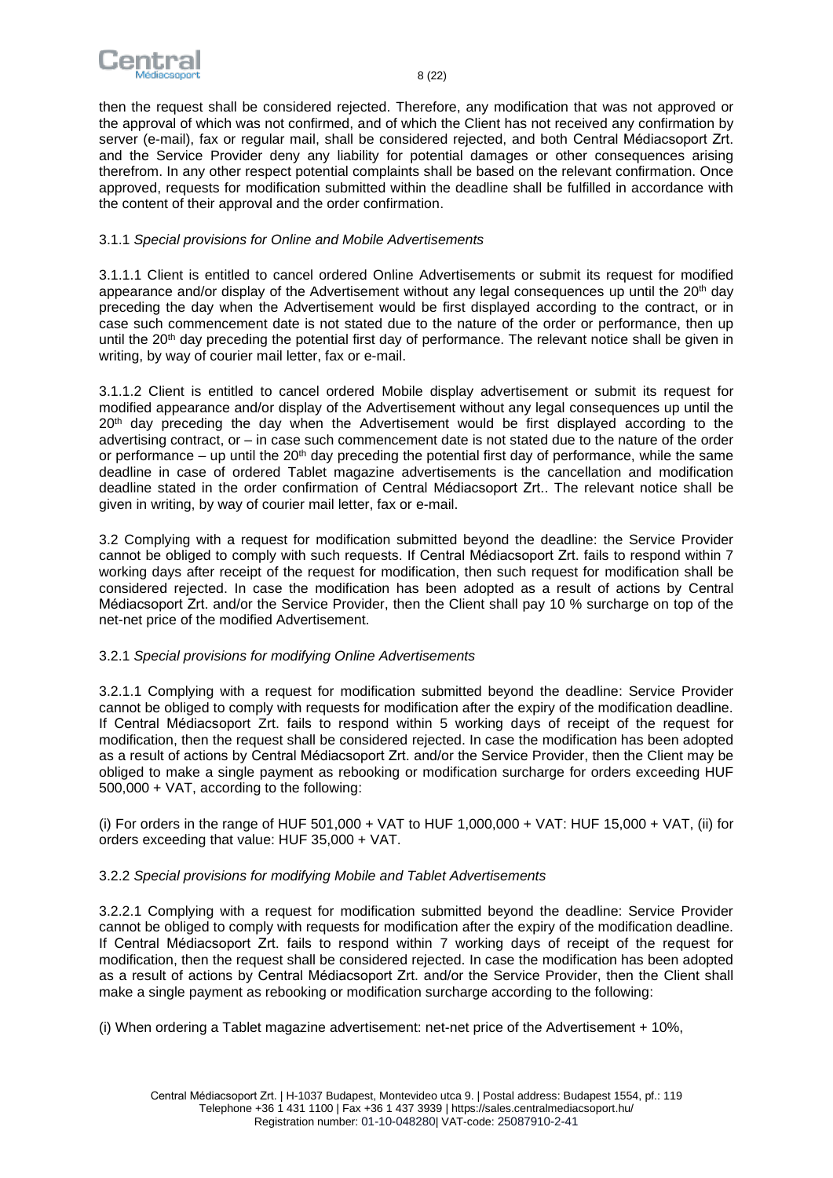then the request shall be considered rejected. Therefore, any modification that was not approved or the approval of which was not confirmed, and of which the Client has not received any confirmation by server (e-mail), fax or regular mail, shall be considered rejected, and both Central Médiacsoport Zrt. and the Service Provider deny any liability for potential damages or other consequences arising therefrom. In any other respect potential complaints shall be based on the relevant confirmation. Once approved, requests for modification submitted within the deadline shall be fulfilled in accordance with the content of their approval and the order confirmation.

3.1.1 *Special provisions for Online and Mobile Advertisements*

3.1.1.1 Client is entitled to cancel ordered Online Advertisements or submit its request for modified appearance and/or display of the Advertisement without any legal consequences up until the 20th day preceding the day when the Advertisement would be first displayed according to the contract, or in case such commencement date is not stated due to the nature of the order or performance, then up until the 20th day preceding the potential first day of performance. The relevant notice shall be given in writing, by way of courier mail letter, fax or e-mail.

3.1.1.2 Client is entitled to cancel ordered Mobile display advertisement or submit its request for modified appearance and/or display of the Advertisement without any legal consequences up until the 20th day preceding the day when the Advertisement would be first displayed according to the advertising contract, or – in case such commencement date is not stated due to the nature of the order or performance – up until the 20th day preceding the potential first day of performance, while the same deadline in case of ordered Tablet magazine advertisements is the cancellation and modification deadline stated in the order confirmation of Central Médiacsoport Zrt.. The relevant notice shall be given in writing, by way of courier mail letter, fax or e-mail.

3.2 Complying with a request for modification submitted beyond the deadline: the Service Provider cannot be obliged to comply with such requests. If Central Médiacsoport Zrt. fails to respond within 7 working days after receipt of the request for modification, then such request for modification shall be considered rejected. In case the modification has been adopted as a result of actions by Central Médiacsoport Zrt. and/or the Service Provider, then the Client shall pay 10 % surcharge on top of the net-net price of the modified Advertisement.

3.2.1 *Special provisions for modifying Online Advertisements*

3.2.1.1 Complying with a request for modification submitted beyond the deadline: Service Provider cannot be obliged to comply with requests for modification after the expiry of the modification deadline. If Central Médiacsoport Zrt. fails to respond within 5 working days of receipt of the request for modification, then the request shall be considered rejected. In case the modification has been adopted as a result of actions by Central Médiacsoport Zrt. and/or the Service Provider, then the Client may be obliged to make a single payment as rebooking or modification surcharge for orders exceeding HUF 500,000 + VAT, according to the following:

(i) For orders in the range of HUF 501,000 + VAT to HUF 1,000,000 + VAT: HUF 15,000 + VAT, (ii) for orders exceeding that value: HUF 35,000 + VAT.

3.2.2 *Special provisions for modifying Mobile and Tablet Advertisements*

3.2.2.1 Complying with a request for modification submitted beyond the deadline: Service Provider cannot be obliged to comply with requests for modification after the expiry of the modification deadline. If Central Médiacsoport Zrt. fails to respond within 7 working days of receipt of the request for modification, then the request shall be considered rejected. In case the modification has been adopted as a result of actions by Central Médiacsoport Zrt. and/or the Service Provider, then the Client shall make a single payment as rebooking or modification surcharge according to the following:

(i) When ordering a Tablet magazine advertisement: net-net price of the Advertisement + 10%,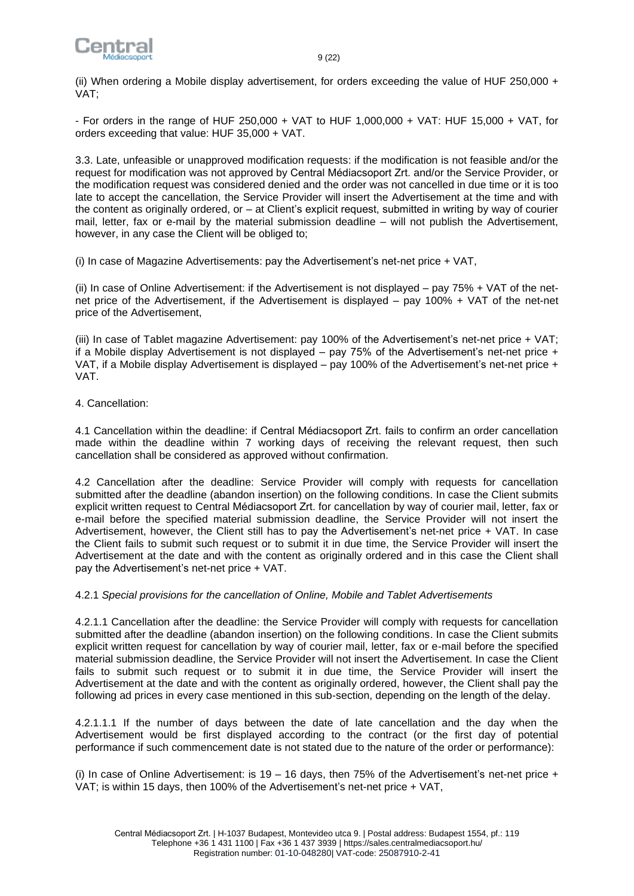(ii) When ordering a Mobile display advertisement, for orders exceeding the value of HUF 250,000 + VAT;

- For orders in the range of HUF 250,000 + VAT to HUF 1,000,000 + VAT: HUF 15,000 + VAT, for orders exceeding that value: HUF 35,000 + VAT.

3.3. Late, unfeasible or unapproved modification requests: if the modification is not feasible and/or the request for modification was not approved by Central Médiacsoport Zrt. and/or the Service Provider, or the modification request was considered denied and the order was not cancelled in due time or it is too late to accept the cancellation, the Service Provider will insert the Advertisement at the time and with the content as originally ordered, or – at Client's explicit request, submitted in writing by way of courier mail, letter, fax or e-mail by the material submission deadline – will not publish the Advertisement, however, in any case the Client will be obliged to;

(i) In case of Magazine Advertisements: pay the Advertisement's net-net price + VAT,

(ii) In case of Online Advertisement: if the Advertisement is not displayed – pay 75% + VAT of the net-net price of the Advertisement, if the Advertisement is displayed – pay 100% + VAT of the net-net price of the Advertisement,

(iii) In case of Tablet magazine Advertisement: pay 100% of the Advertisement's net-net price + VAT; if a Mobile display Advertisement is not displayed – pay 75% of the Advertisement's net-net price + VAT, if a Mobile display Advertisement is displayed – pay 100% of the Advertisement's net-net price + VAT.

4. Cancellation:

4.1 Cancellation within the deadline: if Central Médiacsoport Zrt. fails to confirm an order cancellation made within the deadline within 7 working days of receiving the relevant request, then such cancellation shall be considered as approved without confirmation.

4.2 Cancellation after the deadline: Service Provider will comply with requests for cancellation submitted after the deadline (abandon insertion) on the following conditions. In case the Client submits explicit written request to Central Médiacsoport Zrt. for cancellation by way of courier mail, letter, fax or e-mail before the specified material submission deadline, the Service Provider will not insert the Advertisement, however, the Client still has to pay the Advertisement's net-net price + VAT. In case the Client fails to submit such request or to submit it in due time, the Service Provider will insert the Advertisement at the date and with the content as originally ordered and in this case the Client shall pay the Advertisement's net-net price + VAT.

4.2.1 *Special provisions for the cancellation of Online, Mobile and Tablet Advertisements*

4.2.1.1 Cancellation after the deadline: the Service Provider will comply with requests for cancellation submitted after the deadline (abandon insertion) on the following conditions. In case the Client submits explicit written request for cancellation by way of courier mail, letter, fax or e-mail before the specified material submission deadline, the Service Provider will not insert the Advertisement. In case the Client fails to submit such request or to submit it in due time, the Service Provider will insert the Advertisement at the date and with the content as originally ordered, however, the Client shall pay the following ad prices in every case mentioned in this sub-section, depending on the length of the delay.

4.2.1.1.1 If the number of days between the date of late cancellation and the day when the Advertisement would be first displayed according to the contract (or the first day of potential performance if such commencement date is not stated due to the nature of the order or performance):

(i) In case of Online Advertisement: is 19 – 16 days, then 75% of the Advertisement's net-net price + VAT; is within 15 days, then 100% of the Advertisement's net-net price + VAT,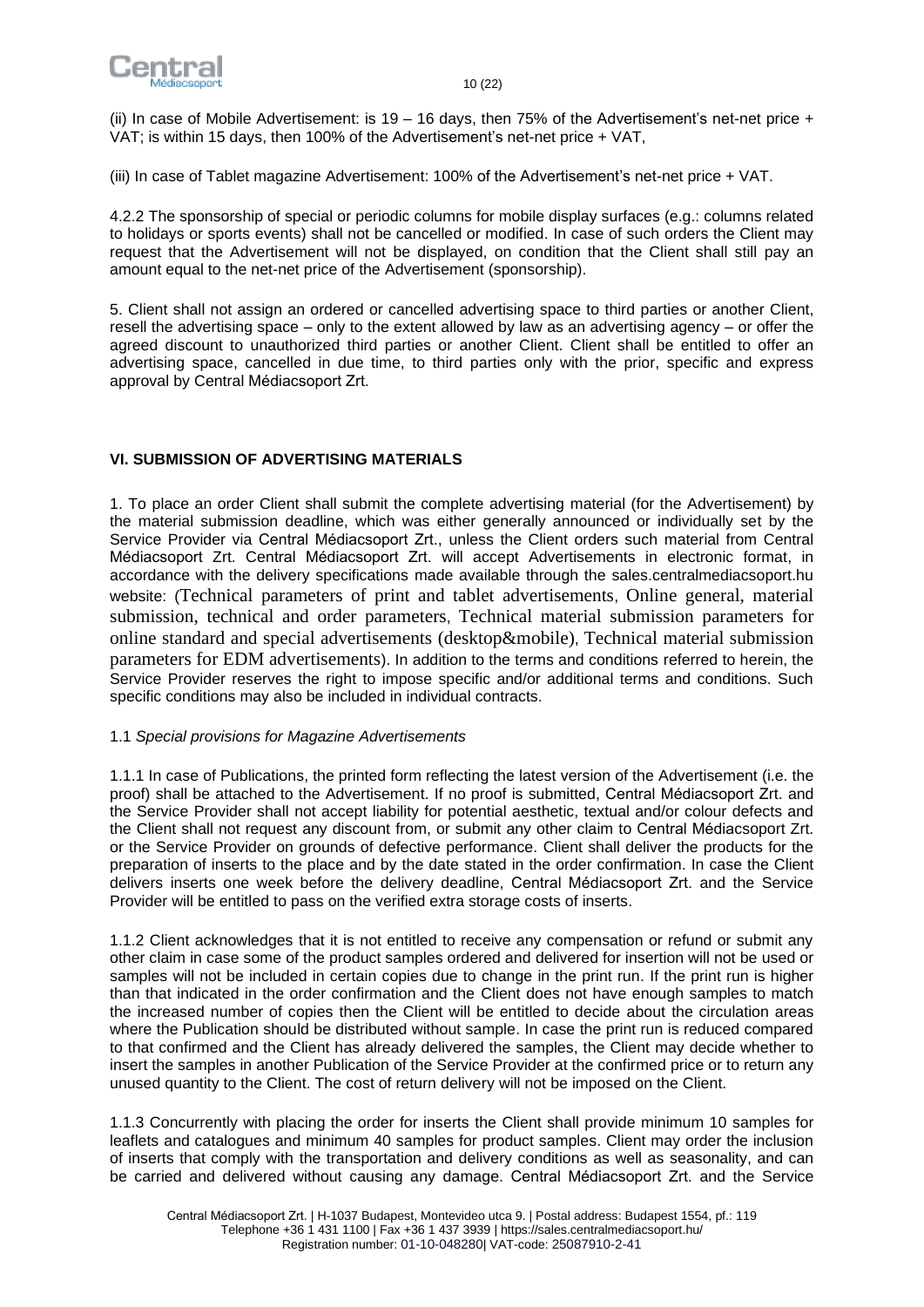(ii) In case of Mobile Advertisement: is 19 – 16 days, then 75% of the Advertisement's net-net price + VAT; is within 15 days, then 100% of the Advertisement's net-net price + VAT,

(iii) In case of Tablet magazine Advertisement: 100% of the Advertisement's net-net price + VAT.

4.2.2 The sponsorship of special or periodic columns for mobile display surfaces (e.g.: columns related to holidays or sports events) shall not be cancelled or modified. In case of such orders the Client may request that the Advertisement will not be displayed, on condition that the Client shall still pay an amount equal to the net-net price of the Advertisement (sponsorship).

5. Client shall not assign an ordered or cancelled advertising space to third parties or another Client, resell the advertising space – only to the extent allowed by law as an advertising agency – or offer the agreed discount to unauthorized third parties or another Client. Client shall be entitled to offer an advertising space, cancelled in due time, to third parties only with the prior, specific and express approval by Central Médiacsoport Zrt.

## VI. SUBMISSION OF ADVERTISING MATERIALS

1. To place an order Client shall submit the complete advertising material (for the Advertisement) by the material submission deadline, which was either generally announced or individually set by the Service Provider via Central Médiacsoport Zrt., unless the Client orders such material from Central Médiacsoport Zrt. Central Médiacsoport Zrt. will accept Advertisements in electronic format, in accordance with the delivery specifications made available through the sales.centralmediacsoport.hu website: (Technical parameters of print and tablet advertisements, Online general, material submission, technical and order parameters, Technical material submission parameters for online standard and special advertisements (desktop&mobile), Technical material submission parameters for EDM advertisements). In addition to the terms and conditions referred to herein, the Service Provider reserves the right to impose specific and/or additional terms and conditions. Such specific conditions may also be included in individual contracts.

1.1 *Special provisions for Magazine Advertisements*

1.1.1 In case of Publications, the printed form reflecting the latest version of the Advertisement (i.e. the proof) shall be attached to the Advertisement. If no proof is submitted, Central Médiacsoport Zrt. and the Service Provider shall not accept liability for potential aesthetic, textual and/or colour defects and the Client shall not request any discount from, or submit any other claim to Central Médiacsoport Zrt. or the Service Provider on grounds of defective performance. Client shall deliver the products for the preparation of inserts to the place and by the date stated in the order confirmation. In case the Client delivers inserts one week before the delivery deadline, Central Médiacsoport Zrt. and the Service Provider will be entitled to pass on the verified extra storage costs of inserts.

1.1.2 Client acknowledges that it is not entitled to receive any compensation or refund or submit any other claim in case some of the product samples ordered and delivered for insertion will not be used or samples will not be included in certain copies due to change in the print run. If the print run is higher than that indicated in the order confirmation and the Client does not have enough samples to match the increased number of copies then the Client will be entitled to decide about the circulation areas where the Publication should be distributed without sample. In case the print run is reduced compared to that confirmed and the Client has already delivered the samples, the Client may decide whether to insert the samples in another Publication of the Service Provider at the confirmed price or to return any unused quantity to the Client. The cost of return delivery will not be imposed on the Client.

1.1.3 Concurrently with placing the order for inserts the Client shall provide minimum 10 samples for leaflets and catalogues and minimum 40 samples for product samples. Client may order the inclusion of inserts that comply with the transportation and delivery conditions as well as seasonality, and can be carried and delivered without causing any damage. Central Médiacsoport Zrt. and the Service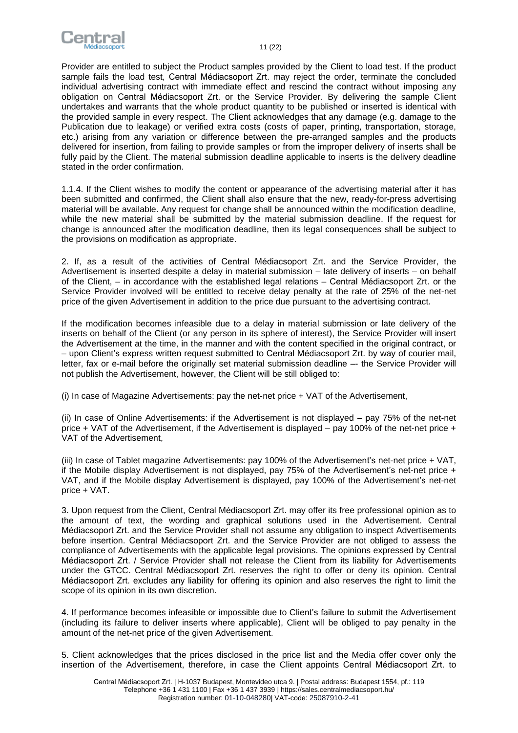Provider are entitled to subject the Product samples provided by the Client to load test. If the product sample fails the load test, Central Médiacsoport Zrt. may reject the order, terminate the concluded individual advertising contract with immediate effect and rescind the contract without imposing any obligation on Central Médiacsoport Zrt. or the Service Provider. By delivering the sample Client undertakes and warrants that the whole product quantity to be published or inserted is identical with the provided sample in every respect. The Client acknowledges that any damage (e.g. damage to the Publication due to leakage) or verified extra costs (costs of paper, printing, transportation, storage, etc.) arising from any variation or difference between the pre-arranged samples and the products delivered for insertion, from failing to provide samples or from the improper delivery of inserts shall be fully paid by the Client. The material submission deadline applicable to inserts is the delivery deadline stated in the order confirmation.

1.1.4. If the Client wishes to modify the content or appearance of the advertising material after it has been submitted and confirmed, the Client shall also ensure that the new, ready-for-press advertising material will be available. Any request for change shall be announced within the modification deadline, while the new material shall be submitted by the material submission deadline. If the request for change is announced after the modification deadline, then its legal consequences shall be subject to the provisions on modification as appropriate.

2. If, as a result of the activities of Central Médiacsoport Zrt. and the Service Provider, the Advertisement is inserted despite a delay in material submission – late delivery of inserts – on behalf of the Client, – in accordance with the established legal relations – Central Médiacsoport Zrt. or the Service Provider involved will be entitled to receive delay penalty at the rate of 25% of the net-net price of the given Advertisement in addition to the price due pursuant to the advertising contract.

If the modification becomes infeasible due to a delay in material submission or late delivery of the inserts on behalf of the Client (or any person in its sphere of interest), the Service Provider will insert the Advertisement at the time, in the manner and with the content specified in the original contract, or – upon Client's express written request submitted to Central Médiacsoport Zrt. by way of courier mail, letter, fax or e-mail before the originally set material submission deadline –- the Service Provider will not publish the Advertisement, however, the Client will be still obliged to:

(i) In case of Magazine Advertisements: pay the net-net price + VAT of the Advertisement,

(ii) In case of Online Advertisements: if the Advertisement is not displayed – pay 75% of the net-net price + VAT of the Advertisement, if the Advertisement is displayed – pay 100% of the net-net price + VAT of the Advertisement,

(iii) In case of Tablet magazine Advertisements: pay 100% of the Advertisement's net-net price + VAT, if the Mobile display Advertisement is not displayed, pay 75% of the Advertisement's net-net price + VAT, and if the Mobile display Advertisement is displayed, pay 100% of the Advertisement's net-net price + VAT.

3. Upon request from the Client, Central Médiacsoport Zrt. may offer its free professional opinion as to the amount of text, the wording and graphical solutions used in the Advertisement. Central Médiacsoport Zrt. and the Service Provider shall not assume any obligation to inspect Advertisements before insertion. Central Médiacsoport Zrt. and the Service Provider are not obliged to assess the compliance of Advertisements with the applicable legal provisions. The opinions expressed by Central Médiacsoport Zrt. / Service Provider shall not release the Client from its liability for Advertisements under the GTCC. Central Médiacsoport Zrt. reserves the right to offer or deny its opinion. Central Médiacsoport Zrt. excludes any liability for offering its opinion and also reserves the right to limit the scope of its opinion in its own discretion.

4. If performance becomes infeasible or impossible due to Client's failure to submit the Advertisement (including its failure to deliver inserts where applicable), Client will be obliged to pay penalty in the amount of the net-net price of the given Advertisement.

5. Client acknowledges that the prices disclosed in the price list and the Media offer cover only the insertion of the Advertisement, therefore, in case the Client appoints Central Médiacsoport Zrt. to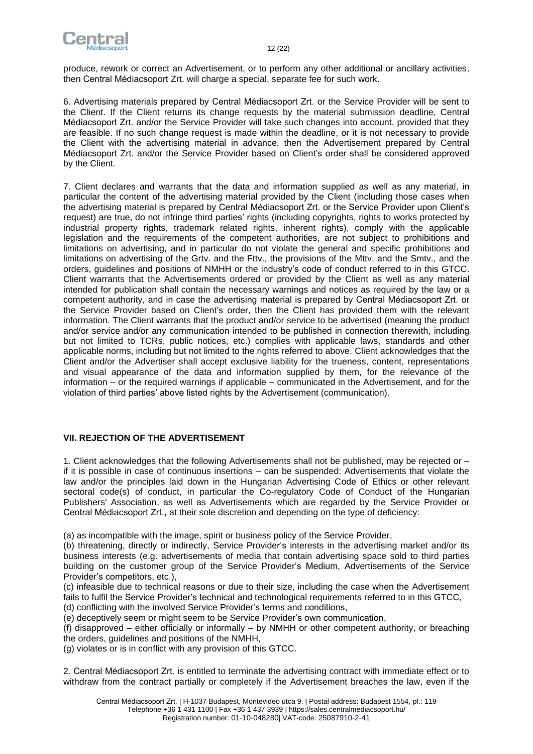produce, rework or correct an Advertisement, or to perform any other additional or ancillary activities, then Central Médiacsoport Zrt. will charge a special, separate fee for such work.

6. Advertising materials prepared by Central Médiacsoport Zrt. or the Service Provider will be sent to the Client. If the Client returns its change requests by the material submission deadline, Central Médiacsoport Zrt. and/or the Service Provider will take such changes into account, provided that they are feasible. If no such change request is made within the deadline, or it is not necessary to provide the Client with the advertising material in advance, then the Advertisement prepared by Central Médiacsoport Zrt. and/or the Service Provider based on Client's order shall be considered approved by the Client.

7. Client declares and warrants that the data and information supplied as well as any material, in particular the content of the advertising material provided by the Client (including those cases when the advertising material is prepared by Central Médiacsoport Zrt. or the Service Provider upon Client's request) are true, do not infringe third parties' rights (including copyrights, rights to works protected by industrial property rights, trademark related rights, inherent rights), comply with the applicable legislation and the requirements of the competent authorities, are not subject to prohibitions and limitations on advertising, and in particular do not violate the general and specific prohibitions and limitations on advertising of the Grtv. and the Fttv., the provisions of the Mttv. and the Smtv., and the orders, guidelines and positions of NMHH or the industry's code of conduct referred to in this GTCC. Client warrants that the Advertisements ordered or provided by the Client as well as any material intended for publication shall contain the necessary warnings and notices as required by the law or a competent authority, and in case the advertising material is prepared by Central Médiacsoport Zrt. or the Service Provider based on Client's order, then the Client has provided them with the relevant information. The Client warrants that the product and/or service to be advertised (meaning the product and/or service and/or any communication intended to be published in connection therewith, including but not limited to TCRs, public notices, etc.) complies with applicable laws, standards and other applicable norms, including but not limited to the rights referred to above. Client acknowledges that the Client and/or the Advertiser shall accept exclusive liability for the trueness, content, representations and visual appearance of the data and information supplied by them, for the relevance of the information – or the required warnings if applicable – communicated in the Advertisement, and for the violation of third parties' above listed rights by the Advertisement (communication).

## VII. REJECTION OF THE ADVERTISEMENT

1. Client acknowledges that the following Advertisements shall not be published, may be rejected or – if it is possible in case of continuous insertions – can be suspended: Advertisements that violate the law and/or the principles laid down in the Hungarian Advertising Code of Ethics or other relevant sectoral code(s) of conduct, in particular the Co-regulatory Code of Conduct of the Hungarian Publishers' Association, as well as Advertisements which are regarded by the Service Provider or Central Médiacsoport Zrt., at their sole discretion and depending on the type of deficiency:

(a) as incompatible with the image, spirit or business policy of the Service Provider,
(b) threatening, directly or indirectly, Service Provider's interests in the advertising market and/or its business interests (e.g. advertisements of media that contain advertising space sold to third parties building on the customer group of the Service Provider's Medium, Advertisements of the Service Provider's competitors, etc.),
(c) infeasible due to technical reasons or due to their size, including the case when the Advertisement fails to fulfil the Service Provider's technical and technological requirements referred to in this GTCC,
(d) conflicting with the involved Service Provider's terms and conditions,
(e) deceptively seem or might seem to be Service Provider's own communication,
(f) disapproved – either officially or informally – by NMHH or other competent authority, or breaching the orders, guidelines and positions of the NMHH,
(g) violates or is in conflict with any provision of this GTCC.

2. Central Médiacsoport Zrt. is entitled to terminate the advertising contract with immediate effect or to withdraw from the contract partially or completely if the Advertisement breaches the law, even if the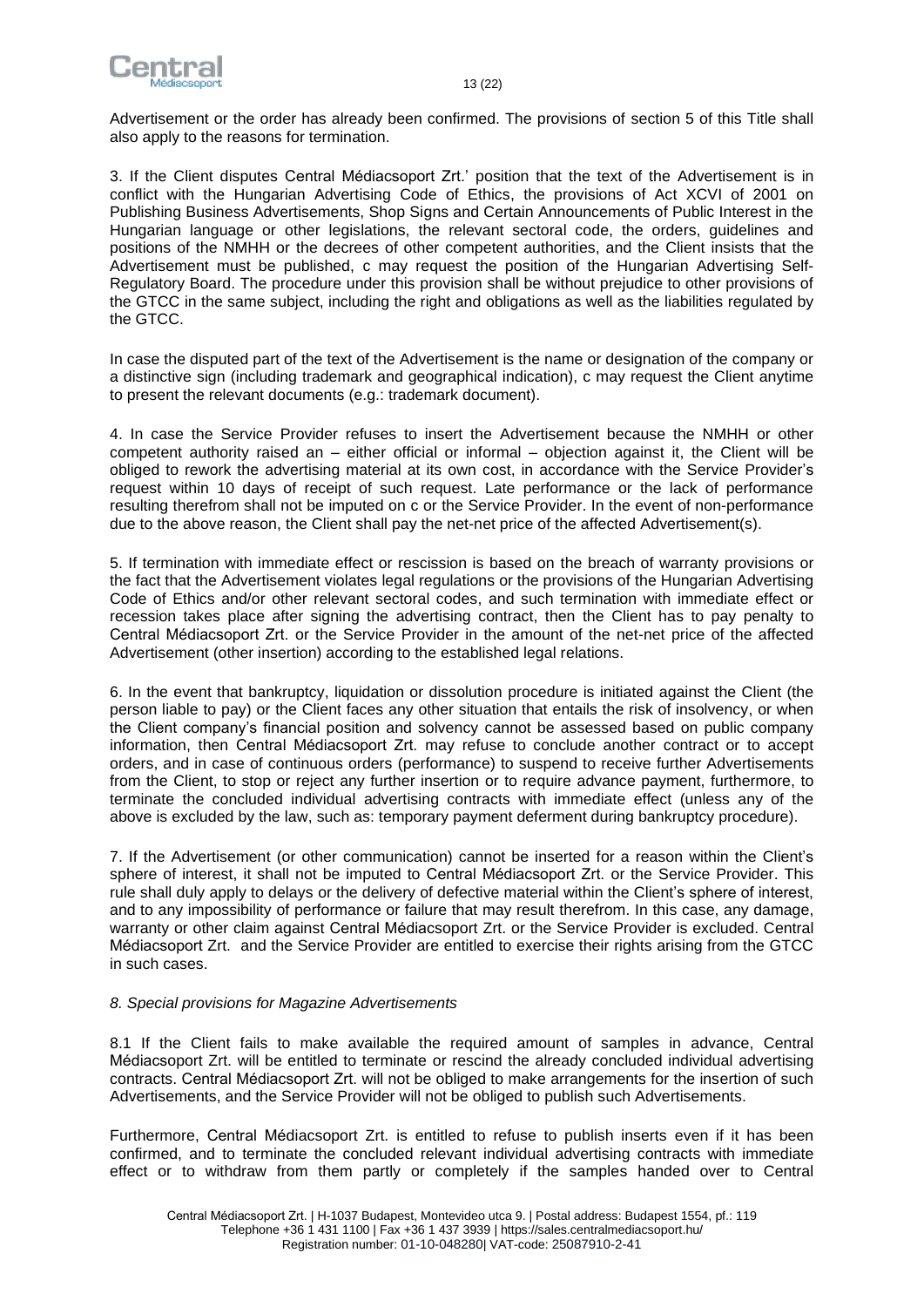Advertisement or the order has already been confirmed. The provisions of section 5 of this Title shall also apply to the reasons for termination.

3. If the Client disputes Central Médiacsoport Zrt.' position that the text of the Advertisement is in conflict with the Hungarian Advertising Code of Ethics, the provisions of Act XCVI of 2001 on Publishing Business Advertisements, Shop Signs and Certain Announcements of Public Interest in the Hungarian language or other legislations, the relevant sectoral code, the orders, guidelines and positions of the NMHH or the decrees of other competent authorities, and the Client insists that the Advertisement must be published, c may request the position of the Hungarian Advertising Self-Regulatory Board. The procedure under this provision shall be without prejudice to other provisions of the GTCC in the same subject, including the right and obligations as well as the liabilities regulated by the GTCC.

In case the disputed part of the text of the Advertisement is the name or designation of the company or a distinctive sign (including trademark and geographical indication), c may request the Client anytime to present the relevant documents (e.g.: trademark document).

4. In case the Service Provider refuses to insert the Advertisement because the NMHH or other competent authority raised an – either official or informal – objection against it, the Client will be obliged to rework the advertising material at its own cost, in accordance with the Service Provider's request within 10 days of receipt of such request. Late performance or the lack of performance resulting therefrom shall not be imputed on c or the Service Provider. In the event of non-performance due to the above reason, the Client shall pay the net-net price of the affected Advertisement(s).

5. If termination with immediate effect or rescission is based on the breach of warranty provisions or the fact that the Advertisement violates legal regulations or the provisions of the Hungarian Advertising Code of Ethics and/or other relevant sectoral codes, and such termination with immediate effect or recession takes place after signing the advertising contract, then the Client has to pay penalty to Central Médiacsoport Zrt. or the Service Provider in the amount of the net-net price of the affected Advertisement (other insertion) according to the established legal relations.

6. In the event that bankruptcy, liquidation or dissolution procedure is initiated against the Client (the person liable to pay) or the Client faces any other situation that entails the risk of insolvency, or when the Client company's financial position and solvency cannot be assessed based on public company information, then Central Médiacsoport Zrt. may refuse to conclude another contract or to accept orders, and in case of continuous orders (performance) to suspend to receive further Advertisements from the Client, to stop or reject any further insertion or to require advance payment, furthermore, to terminate the concluded individual advertising contracts with immediate effect (unless any of the above is excluded by the law, such as: temporary payment deferment during bankruptcy procedure).

7. If the Advertisement (or other communication) cannot be inserted for a reason within the Client's sphere of interest, it shall not be imputed to Central Médiacsoport Zrt. or the Service Provider. This rule shall duly apply to delays or the delivery of defective material within the Client's sphere of interest, and to any impossibility of performance or failure that may result therefrom. In this case, any damage, warranty or other claim against Central Médiacsoport Zrt. or the Service Provider is excluded. Central Médiacsoport Zrt. and the Service Provider are entitled to exercise their rights arising from the GTCC in such cases.

*8. Special provisions for Magazine Advertisements*

8.1 If the Client fails to make available the required amount of samples in advance, Central Médiacsoport Zrt. will be entitled to terminate or rescind the already concluded individual advertising contracts. Central Médiacsoport Zrt. will not be obliged to make arrangements for the insertion of such Advertisements, and the Service Provider will not be obliged to publish such Advertisements.

Furthermore, Central Médiacsoport Zrt. is entitled to refuse to publish inserts even if it has been confirmed, and to terminate the concluded relevant individual advertising contracts with immediate effect or to withdraw from them partly or completely if the samples handed over to Central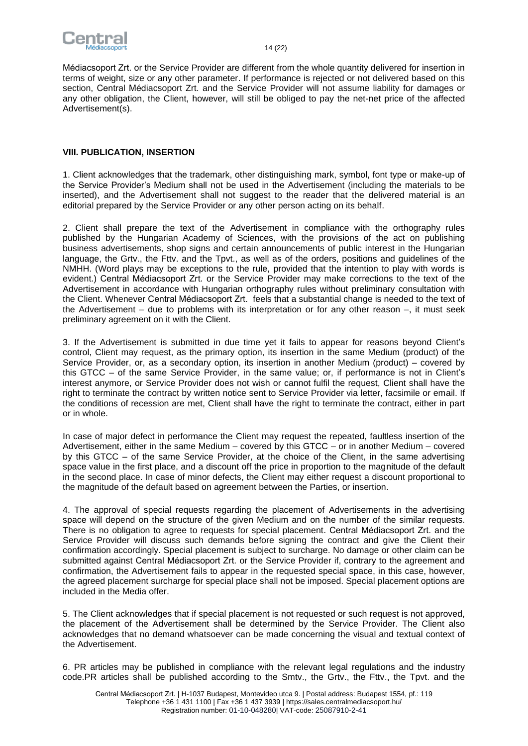Médiacsoport Zrt. or the Service Provider are different from the whole quantity delivered for insertion in terms of weight, size or any other parameter. If performance is rejected or not delivered based on this section, Central Médiacsoport Zrt. and the Service Provider will not assume liability for damages or any other obligation, the Client, however, will still be obliged to pay the net-net price of the affected Advertisement(s).

## VIII. PUBLICATION, INSERTION

1. Client acknowledges that the trademark, other distinguishing mark, symbol, font type or make-up of the Service Provider's Medium shall not be used in the Advertisement (including the materials to be inserted), and the Advertisement shall not suggest to the reader that the delivered material is an editorial prepared by the Service Provider or any other person acting on its behalf.

2. Client shall prepare the text of the Advertisement in compliance with the orthography rules published by the Hungarian Academy of Sciences, with the provisions of the act on publishing business advertisements, shop signs and certain announcements of public interest in the Hungarian language, the Grtv., the Fttv. and the Tpvt., as well as of the orders, positions and guidelines of the NMHH. (Word plays may be exceptions to the rule, provided that the intention to play with words is evident.) Central Médiacsoport Zrt. or the Service Provider may make corrections to the text of the Advertisement in accordance with Hungarian orthography rules without preliminary consultation with the Client. Whenever Central Médiacsoport Zrt. feels that a substantial change is needed to the text of the Advertisement – due to problems with its interpretation or for any other reason –, it must seek preliminary agreement on it with the Client.

3. If the Advertisement is submitted in due time yet it fails to appear for reasons beyond Client's control, Client may request, as the primary option, its insertion in the same Medium (product) of the Service Provider, or, as a secondary option, its insertion in another Medium (product) – covered by this GTCC – of the same Service Provider, in the same value; or, if performance is not in Client's interest anymore, or Service Provider does not wish or cannot fulfil the request, Client shall have the right to terminate the contract by written notice sent to Service Provider via letter, facsimile or email. If the conditions of recession are met, Client shall have the right to terminate the contract, either in part or in whole.

In case of major defect in performance the Client may request the repeated, faultless insertion of the Advertisement, either in the same Medium – covered by this GTCC – or in another Medium – covered by this GTCC – of the same Service Provider, at the choice of the Client, in the same advertising space value in the first place, and a discount off the price in proportion to the magnitude of the default in the second place. In case of minor defects, the Client may either request a discount proportional to the magnitude of the default based on agreement between the Parties, or insertion.

4. The approval of special requests regarding the placement of Advertisements in the advertising space will depend on the structure of the given Medium and on the number of the similar requests. There is no obligation to agree to requests for special placement. Central Médiacsoport Zrt. and the Service Provider will discuss such demands before signing the contract and give the Client their confirmation accordingly. Special placement is subject to surcharge. No damage or other claim can be submitted against Central Médiacsoport Zrt. or the Service Provider if, contrary to the agreement and confirmation, the Advertisement fails to appear in the requested special space, in this case, however, the agreed placement surcharge for special place shall not be imposed. Special placement options are included in the Media offer.

5. The Client acknowledges that if special placement is not requested or such request is not approved, the placement of the Advertisement shall be determined by the Service Provider. The Client also acknowledges that no demand whatsoever can be made concerning the visual and textual context of the Advertisement.

6. PR articles may be published in compliance with the relevant legal regulations and the industry code.PR articles shall be published according to the Smtv., the Grtv., the Fttv., the Tpvt. and the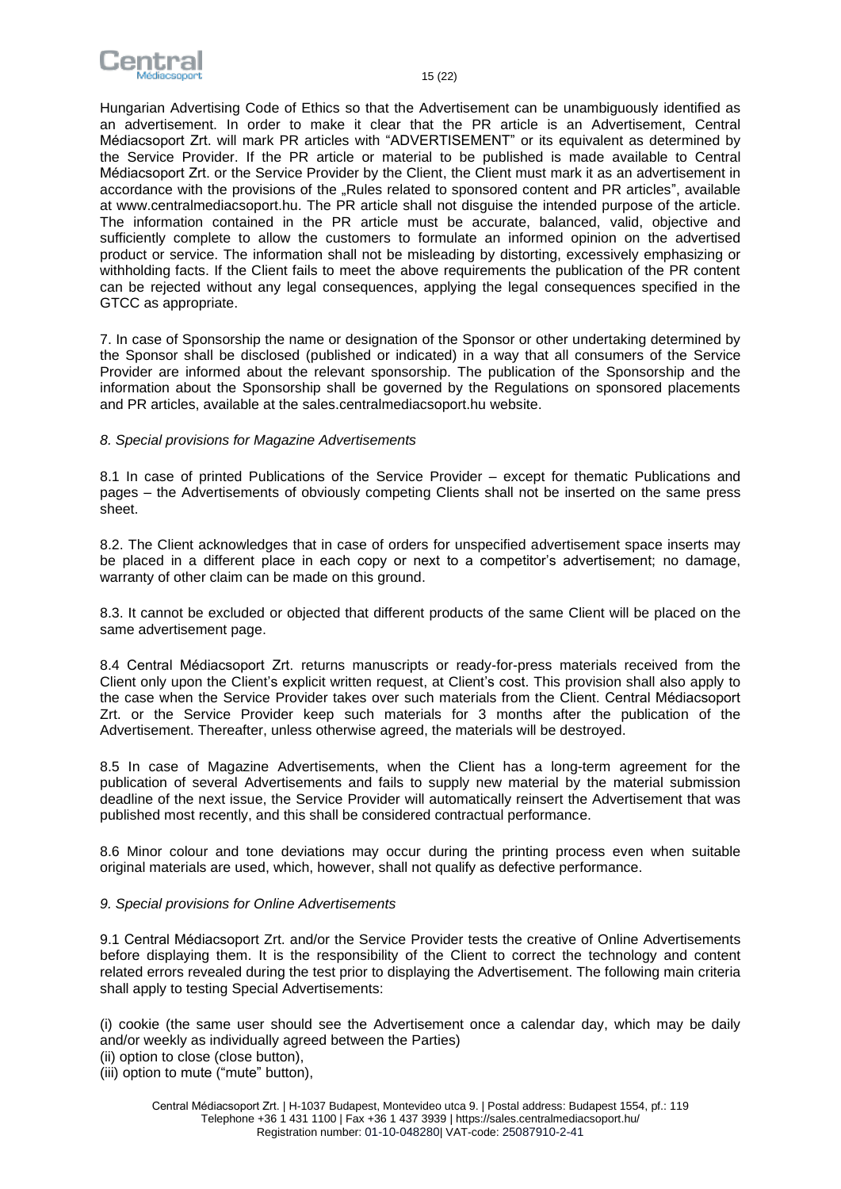Hungarian Advertising Code of Ethics so that the Advertisement can be unambiguously identified as an advertisement. In order to make it clear that the PR article is an Advertisement, Central Médiacsoport Zrt. will mark PR articles with "ADVERTISEMENT" or its equivalent as determined by the Service Provider. If the PR article or material to be published is made available to Central Médiacsoport Zrt. or the Service Provider by the Client, the Client must mark it as an advertisement in accordance with the provisions of the „Rules related to sponsored content and PR articles", available at www.centralmediacsoport.hu. The PR article shall not disguise the intended purpose of the article. The information contained in the PR article must be accurate, balanced, valid, objective and sufficiently complete to allow the customers to formulate an informed opinion on the advertised product or service. The information shall not be misleading by distorting, excessively emphasizing or withholding facts. If the Client fails to meet the above requirements the publication of the PR content can be rejected without any legal consequences, applying the legal consequences specified in the GTCC as appropriate.

7. In case of Sponsorship the name or designation of the Sponsor or other undertaking determined by the Sponsor shall be disclosed (published or indicated) in a way that all consumers of the Service Provider are informed about the relevant sponsorship. The publication of the Sponsorship and the information about the Sponsorship shall be governed by the Regulations on sponsored placements and PR articles, available at the sales.centralmediacsoport.hu website.

*8. Special provisions for Magazine Advertisements*

8.1 In case of printed Publications of the Service Provider – except for thematic Publications and pages – the Advertisements of obviously competing Clients shall not be inserted on the same press sheet.

8.2. The Client acknowledges that in case of orders for unspecified advertisement space inserts may be placed in a different place in each copy or next to a competitor's advertisement; no damage, warranty of other claim can be made on this ground.

8.3. It cannot be excluded or objected that different products of the same Client will be placed on the same advertisement page.

8.4 Central Médiacsoport Zrt. returns manuscripts or ready-for-press materials received from the Client only upon the Client's explicit written request, at Client's cost. This provision shall also apply to the case when the Service Provider takes over such materials from the Client. Central Médiacsoport Zrt. or the Service Provider keep such materials for 3 months after the publication of the Advertisement. Thereafter, unless otherwise agreed, the materials will be destroyed.

8.5 In case of Magazine Advertisements, when the Client has a long-term agreement for the publication of several Advertisements and fails to supply new material by the material submission deadline of the next issue, the Service Provider will automatically reinsert the Advertisement that was published most recently, and this shall be considered contractual performance.

8.6 Minor colour and tone deviations may occur during the printing process even when suitable original materials are used, which, however, shall not qualify as defective performance.

*9. Special provisions for Online Advertisements*

9.1 Central Médiacsoport Zrt. and/or the Service Provider tests the creative of Online Advertisements before displaying them. It is the responsibility of the Client to correct the technology and content related errors revealed during the test prior to displaying the Advertisement. The following main criteria shall apply to testing Special Advertisements:

(i) cookie (the same user should see the Advertisement once a calendar day, which may be daily and/or weekly as individually agreed between the Parties)
(ii) option to close (close button),
(iii) option to mute ("mute" button),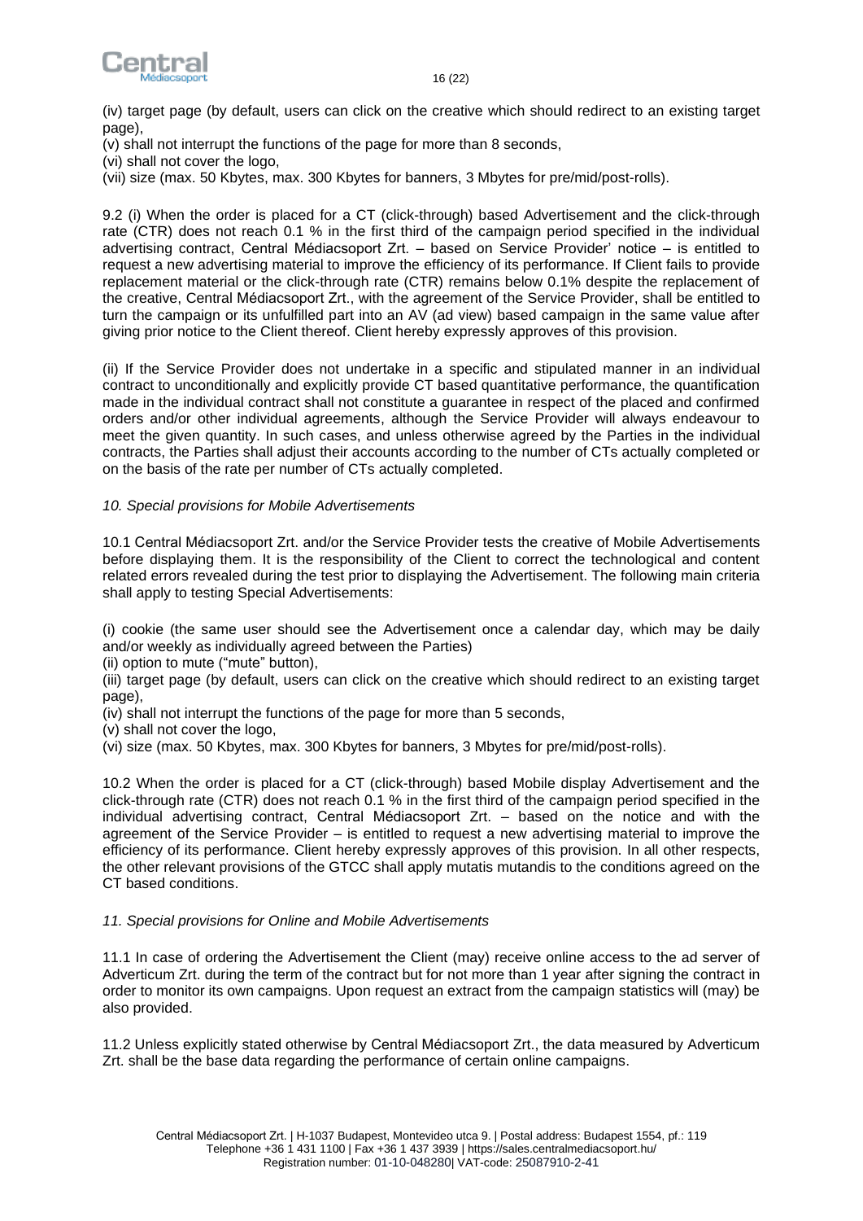(iv) target page (by default, users can click on the creative which should redirect to an existing target page),

(v) shall not interrupt the functions of the page for more than 8 seconds,

(vi) shall not cover the logo,

(vii) size (max. 50 Kbytes, max. 300 Kbytes for banners, 3 Mbytes for pre/mid/post-rolls).

9.2 (i) When the order is placed for a CT (click-through) based Advertisement and the click-through rate (CTR) does not reach 0.1 % in the first third of the campaign period specified in the individual advertising contract, Central Médiacsoport Zrt. – based on Service Provider' notice – is entitled to request a new advertising material to improve the efficiency of its performance. If Client fails to provide replacement material or the click-through rate (CTR) remains below 0.1% despite the replacement of the creative, Central Médiacsoport Zrt., with the agreement of the Service Provider, shall be entitled to turn the campaign or its unfulfilled part into an AV (ad view) based campaign in the same value after giving prior notice to the Client thereof. Client hereby expressly approves of this provision.

(ii) If the Service Provider does not undertake in a specific and stipulated manner in an individual contract to unconditionally and explicitly provide CT based quantitative performance, the quantification made in the individual contract shall not constitute a guarantee in respect of the placed and confirmed orders and/or other individual agreements, although the Service Provider will always endeavour to meet the given quantity. In such cases, and unless otherwise agreed by the Parties in the individual contracts, the Parties shall adjust their accounts according to the number of CTs actually completed or on the basis of the rate per number of CTs actually completed.

*10. Special provisions for Mobile Advertisements*

10.1 Central Médiacsoport Zrt. and/or the Service Provider tests the creative of Mobile Advertisements before displaying them. It is the responsibility of the Client to correct the technological and content related errors revealed during the test prior to displaying the Advertisement. The following main criteria shall apply to testing Special Advertisements:

(i) cookie (the same user should see the Advertisement once a calendar day, which may be daily and/or weekly as individually agreed between the Parties)

(ii) option to mute ("mute" button),

(iii) target page (by default, users can click on the creative which should redirect to an existing target page),

(iv) shall not interrupt the functions of the page for more than 5 seconds,

(v) shall not cover the logo,

(vi) size (max. 50 Kbytes, max. 300 Kbytes for banners, 3 Mbytes for pre/mid/post-rolls).

10.2 When the order is placed for a CT (click-through) based Mobile display Advertisement and the click-through rate (CTR) does not reach 0.1 % in the first third of the campaign period specified in the individual advertising contract, Central Médiacsoport Zrt. – based on the notice and with the agreement of the Service Provider – is entitled to request a new advertising material to improve the efficiency of its performance. Client hereby expressly approves of this provision. In all other respects, the other relevant provisions of the GTCC shall apply mutatis mutandis to the conditions agreed on the CT based conditions.

*11. Special provisions for Online and Mobile Advertisements*

11.1 In case of ordering the Advertisement the Client (may) receive online access to the ad server of Adverticum Zrt. during the term of the contract but for not more than 1 year after signing the contract in order to monitor its own campaigns. Upon request an extract from the campaign statistics will (may) be also provided.

11.2 Unless explicitly stated otherwise by Central Médiacsoport Zrt., the data measured by Adverticum Zrt. shall be the base data regarding the performance of certain online campaigns.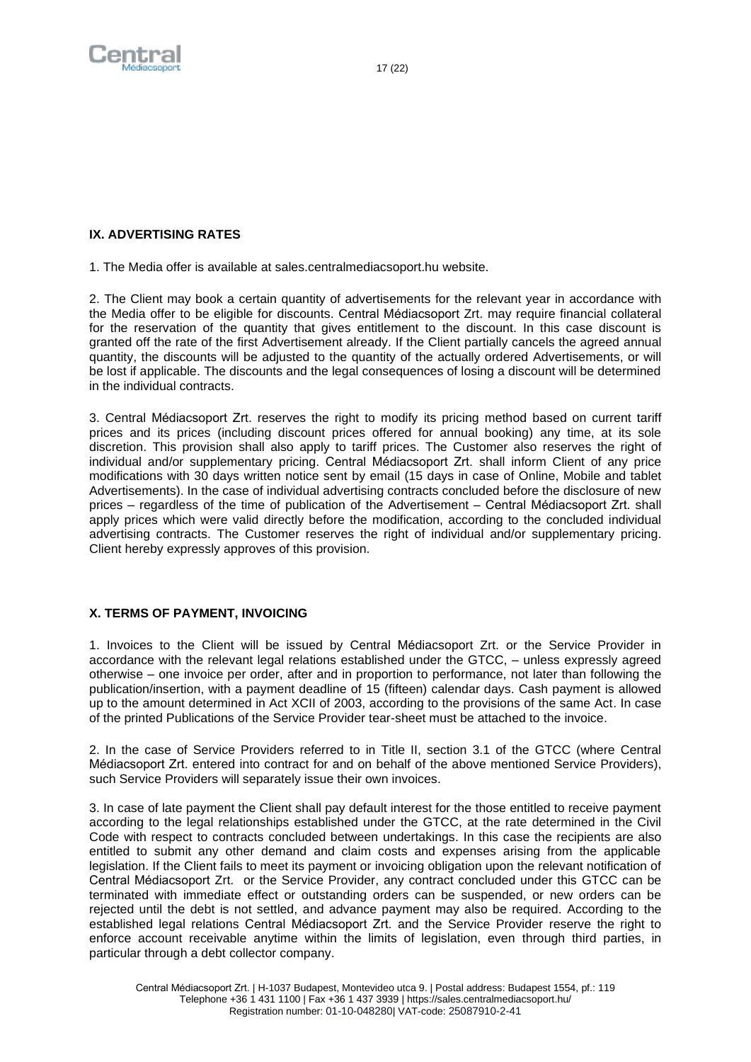## IX. ADVERTISING RATES

1. The Media offer is available at sales.centralmediacsoport.hu website.

2. The Client may book a certain quantity of advertisements for the relevant year in accordance with the Media offer to be eligible for discounts. Central Médiacsoport Zrt. may require financial collateral for the reservation of the quantity that gives entitlement to the discount. In this case discount is granted off the rate of the first Advertisement already. If the Client partially cancels the agreed annual quantity, the discounts will be adjusted to the quantity of the actually ordered Advertisements, or will be lost if applicable. The discounts and the legal consequences of losing a discount will be determined in the individual contracts.

3. Central Médiacsoport Zrt. reserves the right to modify its pricing method based on current tariff prices and its prices (including discount prices offered for annual booking) any time, at its sole discretion. This provision shall also apply to tariff prices. The Customer also reserves the right of individual and/or supplementary pricing. Central Médiacsoport Zrt. shall inform Client of any price modifications with 30 days written notice sent by email (15 days in case of Online, Mobile and tablet Advertisements). In the case of individual advertising contracts concluded before the disclosure of new prices – regardless of the time of publication of the Advertisement – Central Médiacsoport Zrt. shall apply prices which were valid directly before the modification, according to the concluded individual advertising contracts. The Customer reserves the right of individual and/or supplementary pricing. Client hereby expressly approves of this provision.

## X. TERMS OF PAYMENT, INVOICING

1. Invoices to the Client will be issued by Central Médiacsoport Zrt. or the Service Provider in accordance with the relevant legal relations established under the GTCC, – unless expressly agreed otherwise – one invoice per order, after and in proportion to performance, not later than following the publication/insertion, with a payment deadline of 15 (fifteen) calendar days. Cash payment is allowed up to the amount determined in Act XCII of 2003, according to the provisions of the same Act. In case of the printed Publications of the Service Provider tear-sheet must be attached to the invoice.

2. In the case of Service Providers referred to in Title II, section 3.1 of the GTCC (where Central Médiacsoport Zrt. entered into contract for and on behalf of the above mentioned Service Providers), such Service Providers will separately issue their own invoices.

3. In case of late payment the Client shall pay default interest for the those entitled to receive payment according to the legal relationships established under the GTCC, at the rate determined in the Civil Code with respect to contracts concluded between undertakings. In this case the recipients are also entitled to submit any other demand and claim costs and expenses arising from the applicable legislation. If the Client fails to meet its payment or invoicing obligation upon the relevant notification of Central Médiacsoport Zrt. or the Service Provider, any contract concluded under this GTCC can be terminated with immediate effect or outstanding orders can be suspended, or new orders can be rejected until the debt is not settled, and advance payment may also be required. According to the established legal relations Central Médiacsoport Zrt. and the Service Provider reserve the right to enforce account receivable anytime within the limits of legislation, even through third parties, in particular through a debt collector company.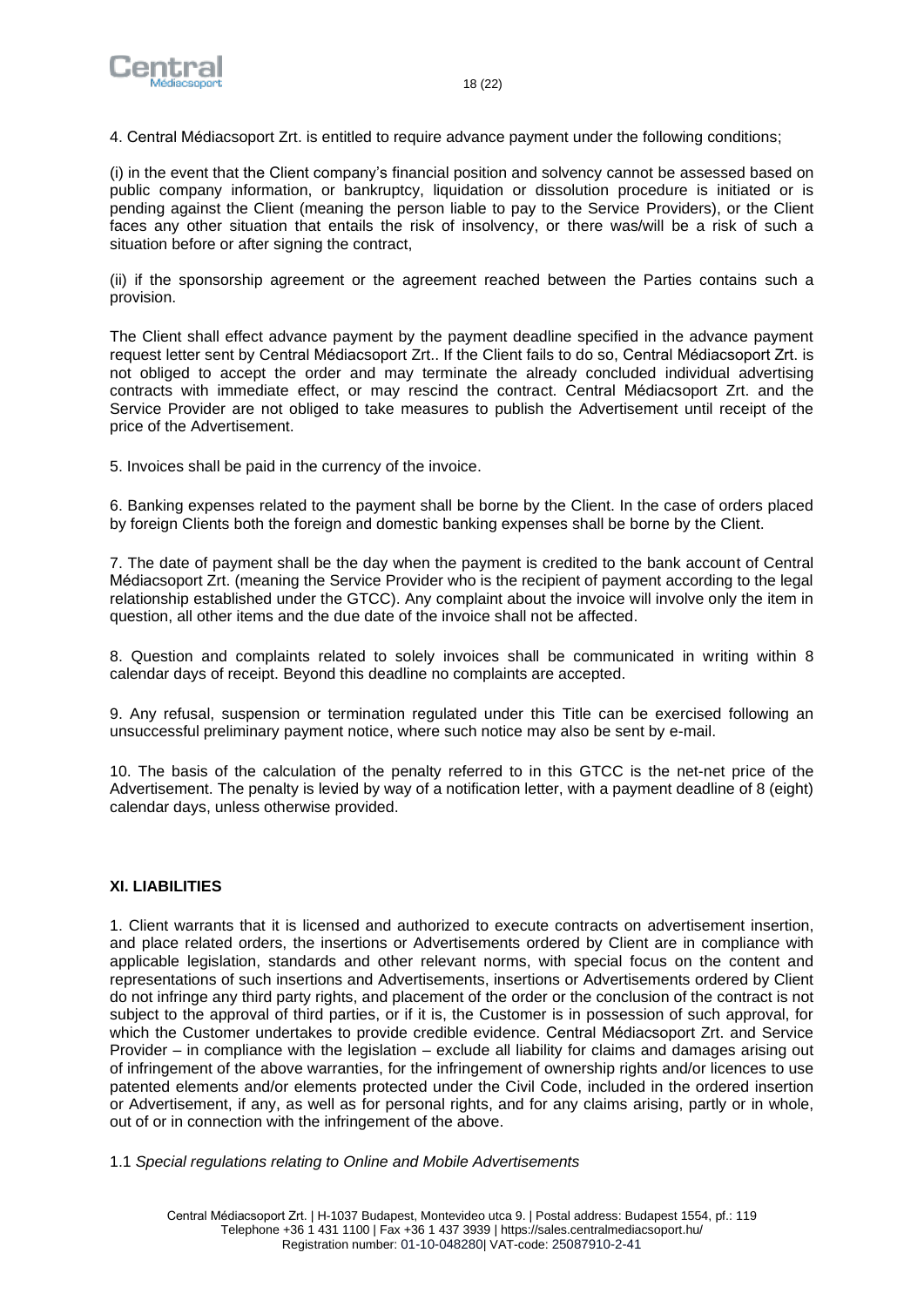4. Central Médiacsoport Zrt. is entitled to require advance payment under the following conditions;

(i) in the event that the Client company's financial position and solvency cannot be assessed based on public company information, or bankruptcy, liquidation or dissolution procedure is initiated or is pending against the Client (meaning the person liable to pay to the Service Providers), or the Client faces any other situation that entails the risk of insolvency, or there was/will be a risk of such a situation before or after signing the contract,

(ii) if the sponsorship agreement or the agreement reached between the Parties contains such a provision.

The Client shall effect advance payment by the payment deadline specified in the advance payment request letter sent by Central Médiacsoport Zrt.. If the Client fails to do so, Central Médiacsoport Zrt. is not obliged to accept the order and may terminate the already concluded individual advertising contracts with immediate effect, or may rescind the contract. Central Médiacsoport Zrt. and the Service Provider are not obliged to take measures to publish the Advertisement until receipt of the price of the Advertisement.

5. Invoices shall be paid in the currency of the invoice.

6. Banking expenses related to the payment shall be borne by the Client. In the case of orders placed by foreign Clients both the foreign and domestic banking expenses shall be borne by the Client.

7. The date of payment shall be the day when the payment is credited to the bank account of Central Médiacsoport Zrt. (meaning the Service Provider who is the recipient of payment according to the legal relationship established under the GTCC). Any complaint about the invoice will involve only the item in question, all other items and the due date of the invoice shall not be affected.

8. Question and complaints related to solely invoices shall be communicated in writing within 8 calendar days of receipt. Beyond this deadline no complaints are accepted.

9. Any refusal, suspension or termination regulated under this Title can be exercised following an unsuccessful preliminary payment notice, where such notice may also be sent by e-mail.

10. The basis of the calculation of the penalty referred to in this GTCC is the net-net price of the Advertisement. The penalty is levied by way of a notification letter, with a payment deadline of 8 (eight) calendar days, unless otherwise provided.

## XI. LIABILITIES

1. Client warrants that it is licensed and authorized to execute contracts on advertisement insertion, and place related orders, the insertions or Advertisements ordered by Client are in compliance with applicable legislation, standards and other relevant norms, with special focus on the content and representations of such insertions and Advertisements, insertions or Advertisements ordered by Client do not infringe any third party rights, and placement of the order or the conclusion of the contract is not subject to the approval of third parties, or if it is, the Customer is in possession of such approval, for which the Customer undertakes to provide credible evidence. Central Médiacsoport Zrt. and Service Provider – in compliance with the legislation – exclude all liability for claims and damages arising out of infringement of the above warranties, for the infringement of ownership rights and/or licences to use patented elements and/or elements protected under the Civil Code, included in the ordered insertion or Advertisement, if any, as well as for personal rights, and for any claims arising, partly or in whole, out of or in connection with the infringement of the above.

1.1 *Special regulations relating to Online and Mobile Advertisements*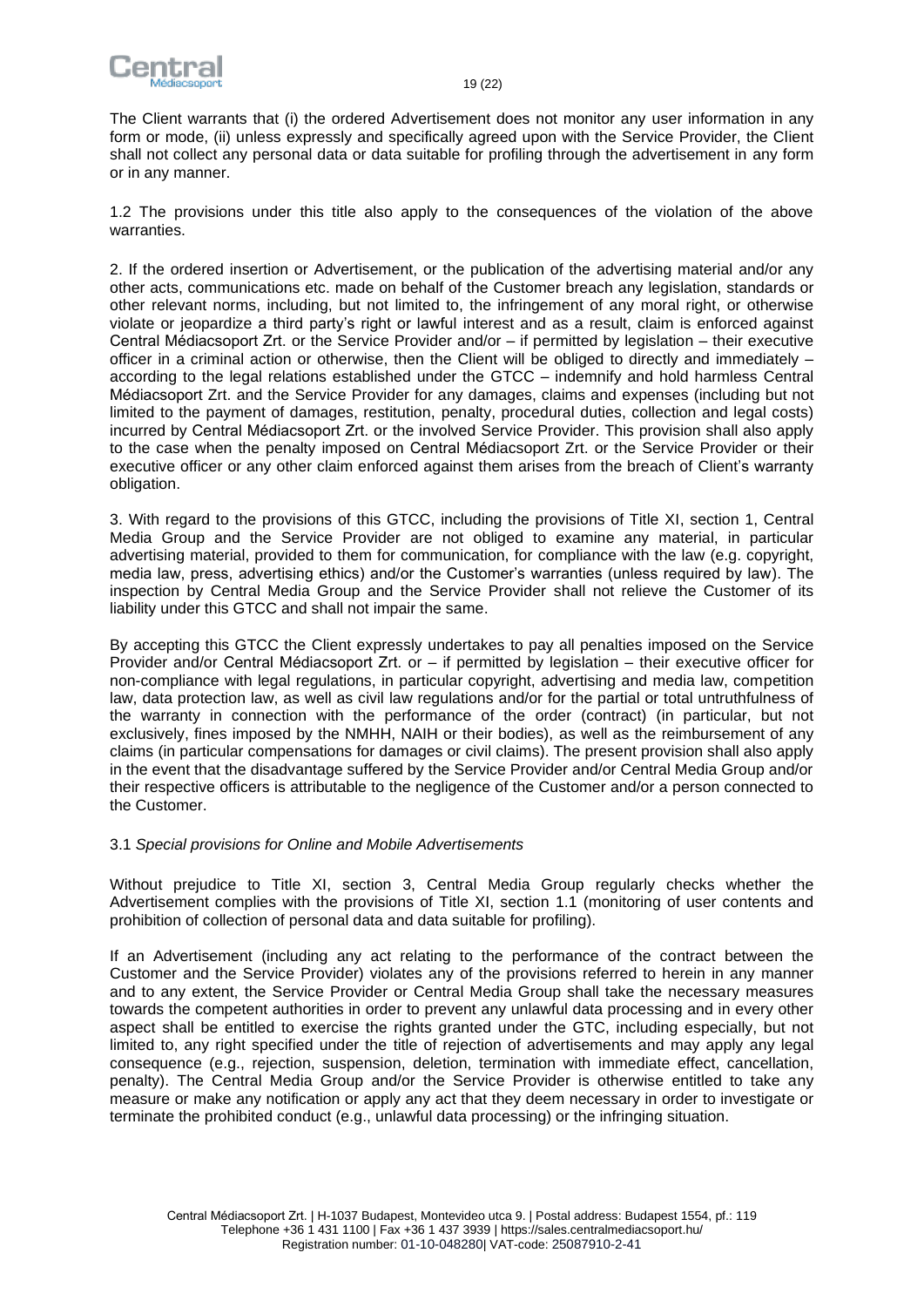The Client warrants that (i) the ordered Advertisement does not monitor any user information in any form or mode, (ii) unless expressly and specifically agreed upon with the Service Provider, the Client shall not collect any personal data or data suitable for profiling through the advertisement in any form or in any manner.

1.2 The provisions under this title also apply to the consequences of the violation of the above warranties.

2. If the ordered insertion or Advertisement, or the publication of the advertising material and/or any other acts, communications etc. made on behalf of the Customer breach any legislation, standards or other relevant norms, including, but not limited to, the infringement of any moral right, or otherwise violate or jeopardize a third party's right or lawful interest and as a result, claim is enforced against Central Médiacsoport Zrt. or the Service Provider and/or – if permitted by legislation – their executive officer in a criminal action or otherwise, then the Client will be obliged to directly and immediately – according to the legal relations established under the GTCC – indemnify and hold harmless Central Médiacsoport Zrt. and the Service Provider for any damages, claims and expenses (including but not limited to the payment of damages, restitution, penalty, procedural duties, collection and legal costs) incurred by Central Médiacsoport Zrt. or the involved Service Provider. This provision shall also apply to the case when the penalty imposed on Central Médiacsoport Zrt. or the Service Provider or their executive officer or any other claim enforced against them arises from the breach of Client's warranty obligation.

3. With regard to the provisions of this GTCC, including the provisions of Title XI, section 1, Central Media Group and the Service Provider are not obliged to examine any material, in particular advertising material, provided to them for communication, for compliance with the law (e.g. copyright, media law, press, advertising ethics) and/or the Customer's warranties (unless required by law). The inspection by Central Media Group and the Service Provider shall not relieve the Customer of its liability under this GTCC and shall not impair the same.

By accepting this GTCC the Client expressly undertakes to pay all penalties imposed on the Service Provider and/or Central Médiacsoport Zrt. or – if permitted by legislation – their executive officer for non-compliance with legal regulations, in particular copyright, advertising and media law, competition law, data protection law, as well as civil law regulations and/or for the partial or total untruthfulness of the warranty in connection with the performance of the order (contract) (in particular, but not exclusively, fines imposed by the NMHH, NAIH or their bodies), as well as the reimbursement of any claims (in particular compensations for damages or civil claims). The present provision shall also apply in the event that the disadvantage suffered by the Service Provider and/or Central Media Group and/or their respective officers is attributable to the negligence of the Customer and/or a person connected to the Customer.

3.1 *Special provisions for Online and Mobile Advertisements*

Without prejudice to Title XI, section 3, Central Media Group regularly checks whether the Advertisement complies with the provisions of Title XI, section 1.1 (monitoring of user contents and prohibition of collection of personal data and data suitable for profiling).

If an Advertisement (including any act relating to the performance of the contract between the Customer and the Service Provider) violates any of the provisions referred to herein in any manner and to any extent, the Service Provider or Central Media Group shall take the necessary measures towards the competent authorities in order to prevent any unlawful data processing and in every other aspect shall be entitled to exercise the rights granted under the GTC, including especially, but not limited to, any right specified under the title of rejection of advertisements and may apply any legal consequence (e.g., rejection, suspension, deletion, termination with immediate effect, cancellation, penalty). The Central Media Group and/or the Service Provider is otherwise entitled to take any measure or make any notification or apply any act that they deem necessary in order to investigate or terminate the prohibited conduct (e.g., unlawful data processing) or the infringing situation.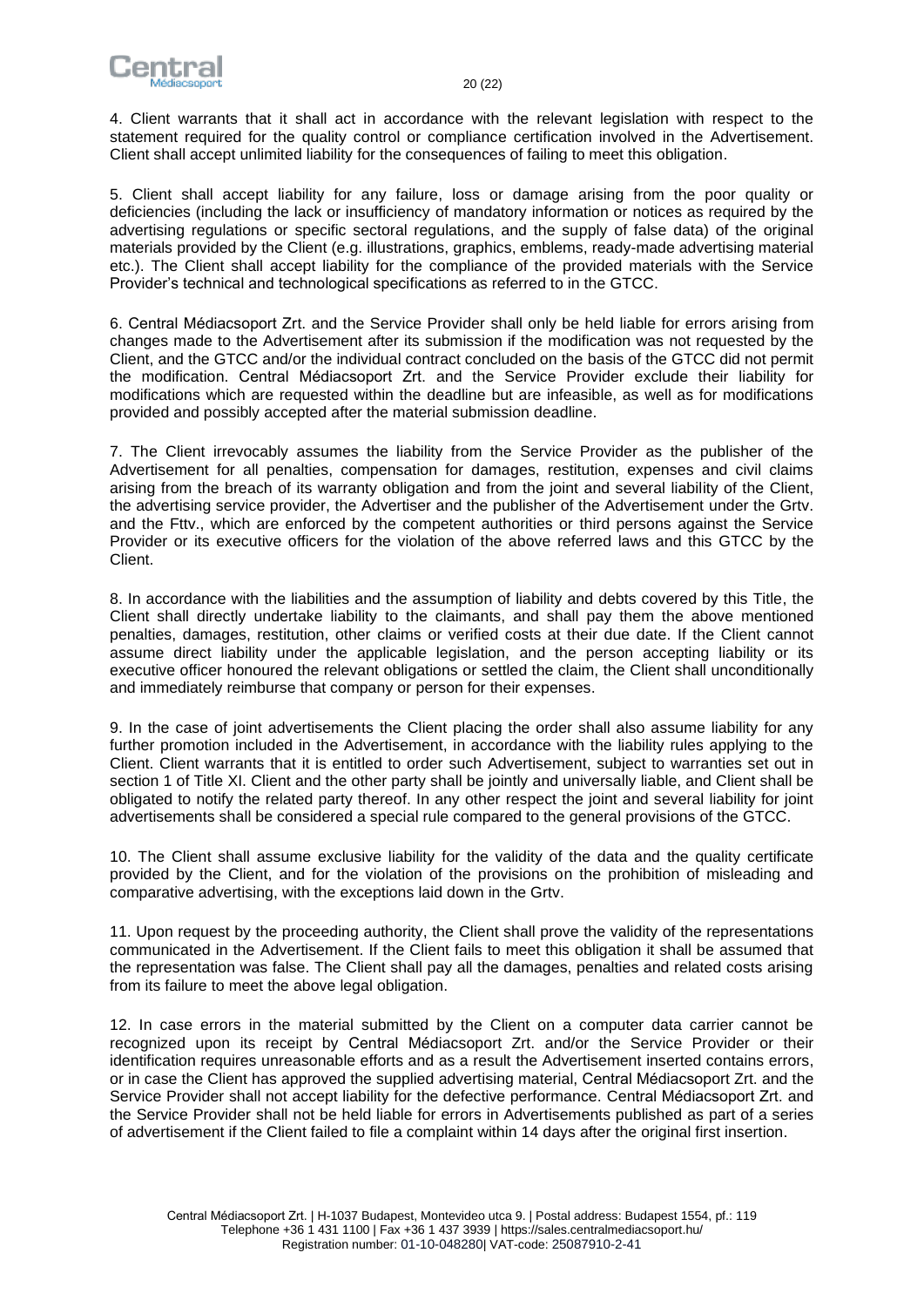4. Client warrants that it shall act in accordance with the relevant legislation with respect to the statement required for the quality control or compliance certification involved in the Advertisement. Client shall accept unlimited liability for the consequences of failing to meet this obligation.

5. Client shall accept liability for any failure, loss or damage arising from the poor quality or deficiencies (including the lack or insufficiency of mandatory information or notices as required by the advertising regulations or specific sectoral regulations, and the supply of false data) of the original materials provided by the Client (e.g. illustrations, graphics, emblems, ready-made advertising material etc.). The Client shall accept liability for the compliance of the provided materials with the Service Provider's technical and technological specifications as referred to in the GTCC.

6. Central Médiacsoport Zrt. and the Service Provider shall only be held liable for errors arising from changes made to the Advertisement after its submission if the modification was not requested by the Client, and the GTCC and/or the individual contract concluded on the basis of the GTCC did not permit the modification. Central Médiacsoport Zrt. and the Service Provider exclude their liability for modifications which are requested within the deadline but are infeasible, as well as for modifications provided and possibly accepted after the material submission deadline.

7. The Client irrevocably assumes the liability from the Service Provider as the publisher of the Advertisement for all penalties, compensation for damages, restitution, expenses and civil claims arising from the breach of its warranty obligation and from the joint and several liability of the Client, the advertising service provider, the Advertiser and the publisher of the Advertisement under the Grtv. and the Fttv., which are enforced by the competent authorities or third persons against the Service Provider or its executive officers for the violation of the above referred laws and this GTCC by the Client.

8. In accordance with the liabilities and the assumption of liability and debts covered by this Title, the Client shall directly undertake liability to the claimants, and shall pay them the above mentioned penalties, damages, restitution, other claims or verified costs at their due date. If the Client cannot assume direct liability under the applicable legislation, and the person accepting liability or its executive officer honoured the relevant obligations or settled the claim, the Client shall unconditionally and immediately reimburse that company or person for their expenses.

9. In the case of joint advertisements the Client placing the order shall also assume liability for any further promotion included in the Advertisement, in accordance with the liability rules applying to the Client. Client warrants that it is entitled to order such Advertisement, subject to warranties set out in section 1 of Title XI. Client and the other party shall be jointly and universally liable, and Client shall be obligated to notify the related party thereof. In any other respect the joint and several liability for joint advertisements shall be considered a special rule compared to the general provisions of the GTCC.

10. The Client shall assume exclusive liability for the validity of the data and the quality certificate provided by the Client, and for the violation of the provisions on the prohibition of misleading and comparative advertising, with the exceptions laid down in the Grtv.

11. Upon request by the proceeding authority, the Client shall prove the validity of the representations communicated in the Advertisement. If the Client fails to meet this obligation it shall be assumed that the representation was false. The Client shall pay all the damages, penalties and related costs arising from its failure to meet the above legal obligation.

12. In case errors in the material submitted by the Client on a computer data carrier cannot be recognized upon its receipt by Central Médiacsoport Zrt. and/or the Service Provider or their identification requires unreasonable efforts and as a result the Advertisement inserted contains errors, or in case the Client has approved the supplied advertising material, Central Médiacsoport Zrt. and the Service Provider shall not accept liability for the defective performance. Central Médiacsoport Zrt. and the Service Provider shall not be held liable for errors in Advertisements published as part of a series of advertisement if the Client failed to file a complaint within 14 days after the original first insertion.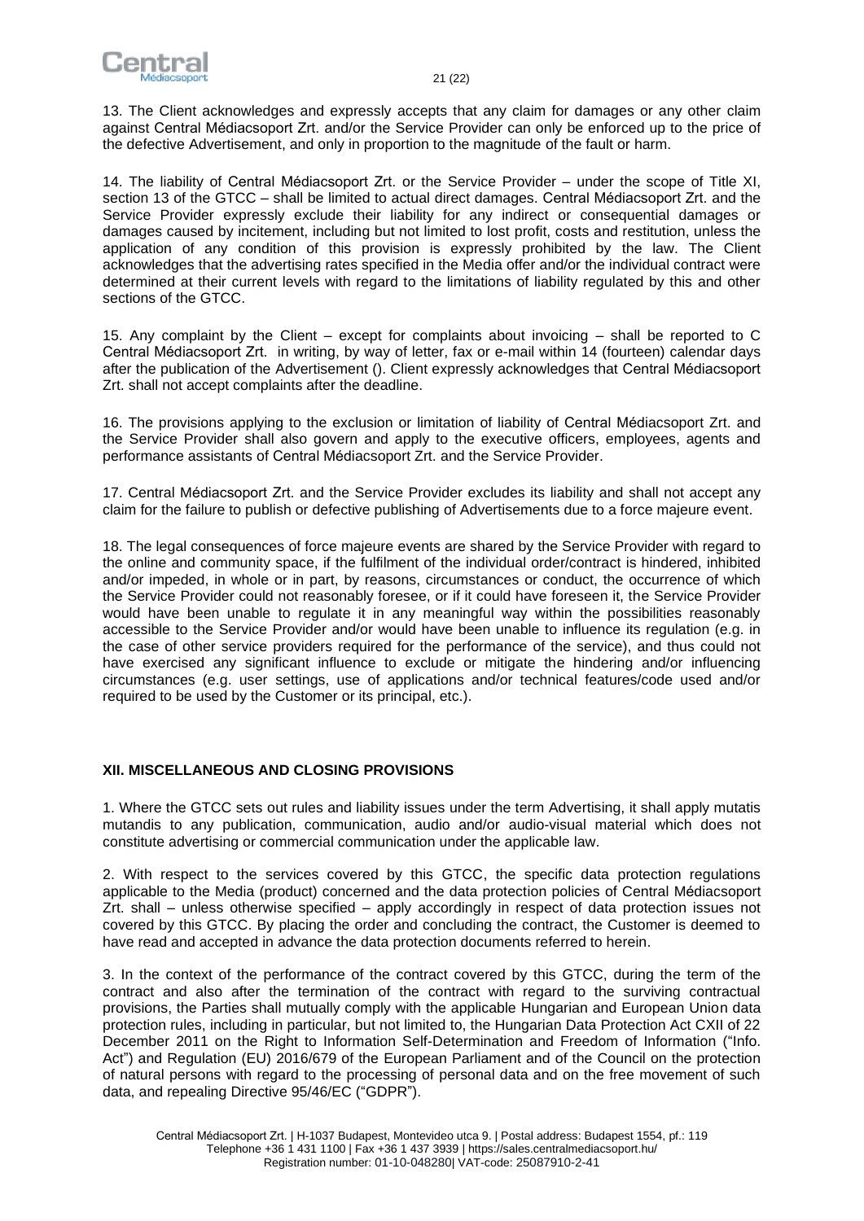13. The Client acknowledges and expressly accepts that any claim for damages or any other claim against Central Médiacsoport Zrt. and/or the Service Provider can only be enforced up to the price of the defective Advertisement, and only in proportion to the magnitude of the fault or harm.

14. The liability of Central Médiacsoport Zrt. or the Service Provider – under the scope of Title XI, section 13 of the GTCC – shall be limited to actual direct damages. Central Médiacsoport Zrt. and the Service Provider expressly exclude their liability for any indirect or consequential damages or damages caused by incitement, including but not limited to lost profit, costs and restitution, unless the application of any condition of this provision is expressly prohibited by the law. The Client acknowledges that the advertising rates specified in the Media offer and/or the individual contract were determined at their current levels with regard to the limitations of liability regulated by this and other sections of the GTCC.

15. Any complaint by the Client – except for complaints about invoicing – shall be reported to C Central Médiacsoport Zrt. in writing, by way of letter, fax or e-mail within 14 (fourteen) calendar days after the publication of the Advertisement (). Client expressly acknowledges that Central Médiacsoport Zrt. shall not accept complaints after the deadline.

16. The provisions applying to the exclusion or limitation of liability of Central Médiacsoport Zrt. and the Service Provider shall also govern and apply to the executive officers, employees, agents and performance assistants of Central Médiacsoport Zrt. and the Service Provider.

17. Central Médiacsoport Zrt. and the Service Provider excludes its liability and shall not accept any claim for the failure to publish or defective publishing of Advertisements due to a force majeure event.

18. The legal consequences of force majeure events are shared by the Service Provider with regard to the online and community space, if the fulfilment of the individual order/contract is hindered, inhibited and/or impeded, in whole or in part, by reasons, circumstances or conduct, the occurrence of which the Service Provider could not reasonably foresee, or if it could have foreseen it, the Service Provider would have been unable to regulate it in any meaningful way within the possibilities reasonably accessible to the Service Provider and/or would have been unable to influence its regulation (e.g. in the case of other service providers required for the performance of the service), and thus could not have exercised any significant influence to exclude or mitigate the hindering and/or influencing circumstances (e.g. user settings, use of applications and/or technical features/code used and/or required to be used by the Customer or its principal, etc.).

## XII. MISCELLANEOUS AND CLOSING PROVISIONS

1. Where the GTCC sets out rules and liability issues under the term Advertising, it shall apply mutatis mutandis to any publication, communication, audio and/or audio-visual material which does not constitute advertising or commercial communication under the applicable law.

2. With respect to the services covered by this GTCC, the specific data protection regulations applicable to the Media (product) concerned and the data protection policies of Central Médiacsoport Zrt. shall – unless otherwise specified – apply accordingly in respect of data protection issues not covered by this GTCC. By placing the order and concluding the contract, the Customer is deemed to have read and accepted in advance the data protection documents referred to herein.

3. In the context of the performance of the contract covered by this GTCC, during the term of the contract and also after the termination of the contract with regard to the surviving contractual provisions, the Parties shall mutually comply with the applicable Hungarian and European Union data protection rules, including in particular, but not limited to, the Hungarian Data Protection Act CXII of 22 December 2011 on the Right to Information Self-Determination and Freedom of Information ("Info. Act") and Regulation (EU) 2016/679 of the European Parliament and of the Council on the protection of natural persons with regard to the processing of personal data and on the free movement of such data, and repealing Directive 95/46/EC ("GDPR").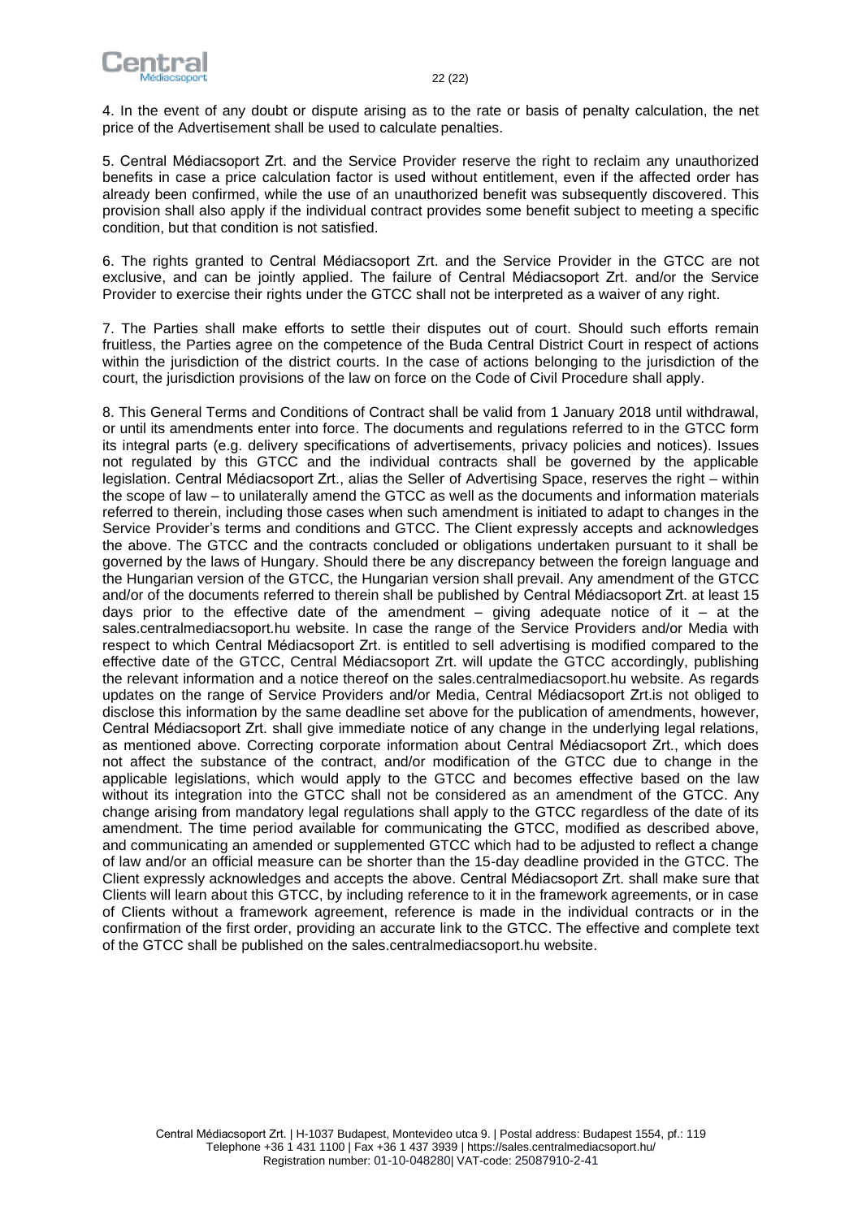4. In the event of any doubt or dispute arising as to the rate or basis of penalty calculation, the net price of the Advertisement shall be used to calculate penalties.

5. Central Médiacsoport Zrt. and the Service Provider reserve the right to reclaim any unauthorized benefits in case a price calculation factor is used without entitlement, even if the affected order has already been confirmed, while the use of an unauthorized benefit was subsequently discovered. This provision shall also apply if the individual contract provides some benefit subject to meeting a specific condition, but that condition is not satisfied.

6. The rights granted to Central Médiacsoport Zrt. and the Service Provider in the GTCC are not exclusive, and can be jointly applied. The failure of Central Médiacsoport Zrt. and/or the Service Provider to exercise their rights under the GTCC shall not be interpreted as a waiver of any right.

7. The Parties shall make efforts to settle their disputes out of court. Should such efforts remain fruitless, the Parties agree on the competence of the Buda Central District Court in respect of actions within the jurisdiction of the district courts. In the case of actions belonging to the jurisdiction of the court, the jurisdiction provisions of the law on force on the Code of Civil Procedure shall apply.

8. This General Terms and Conditions of Contract shall be valid from 1 January 2018 until withdrawal, or until its amendments enter into force. The documents and regulations referred to in the GTCC form its integral parts (e.g. delivery specifications of advertisements, privacy policies and notices). Issues not regulated by this GTCC and the individual contracts shall be governed by the applicable legislation. Central Médiacsoport Zrt., alias the Seller of Advertising Space, reserves the right – within the scope of law – to unilaterally amend the GTCC as well as the documents and information materials referred to therein, including those cases when such amendment is initiated to adapt to changes in the Service Provider's terms and conditions and GTCC. The Client expressly accepts and acknowledges the above. The GTCC and the contracts concluded or obligations undertaken pursuant to it shall be governed by the laws of Hungary. Should there be any discrepancy between the foreign language and the Hungarian version of the GTCC, the Hungarian version shall prevail. Any amendment of the GTCC and/or of the documents referred to therein shall be published by Central Médiacsoport Zrt. at least 15 days prior to the effective date of the amendment – giving adequate notice of it – at the sales.centralmediacsoport.hu website. In case the range of the Service Providers and/or Media with respect to which Central Médiacsoport Zrt. is entitled to sell advertising is modified compared to the effective date of the GTCC, Central Médiacsoport Zrt. will update the GTCC accordingly, publishing the relevant information and a notice thereof on the sales.centralmediacsoport.hu website. As regards updates on the range of Service Providers and/or Media, Central Médiacsoport Zrt.is not obliged to disclose this information by the same deadline set above for the publication of amendments, however, Central Médiacsoport Zrt. shall give immediate notice of any change in the underlying legal relations, as mentioned above. Correcting corporate information about Central Médiacsoport Zrt., which does not affect the substance of the contract, and/or modification of the GTCC due to change in the applicable legislations, which would apply to the GTCC and becomes effective based on the law without its integration into the GTCC shall not be considered as an amendment of the GTCC. Any change arising from mandatory legal regulations shall apply to the GTCC regardless of the date of its amendment. The time period available for communicating the GTCC, modified as described above, and communicating an amended or supplemented GTCC which had to be adjusted to reflect a change of law and/or an official measure can be shorter than the 15-day deadline provided in the GTCC. The Client expressly acknowledges and accepts the above. Central Médiacsoport Zrt. shall make sure that Clients will learn about this GTCC, by including reference to it in the framework agreements, or in case of Clients without a framework agreement, reference is made in the individual contracts or in the confirmation of the first order, providing an accurate link to the GTCC. The effective and complete text of the GTCC shall be published on the sales.centralmediacsoport.hu website.